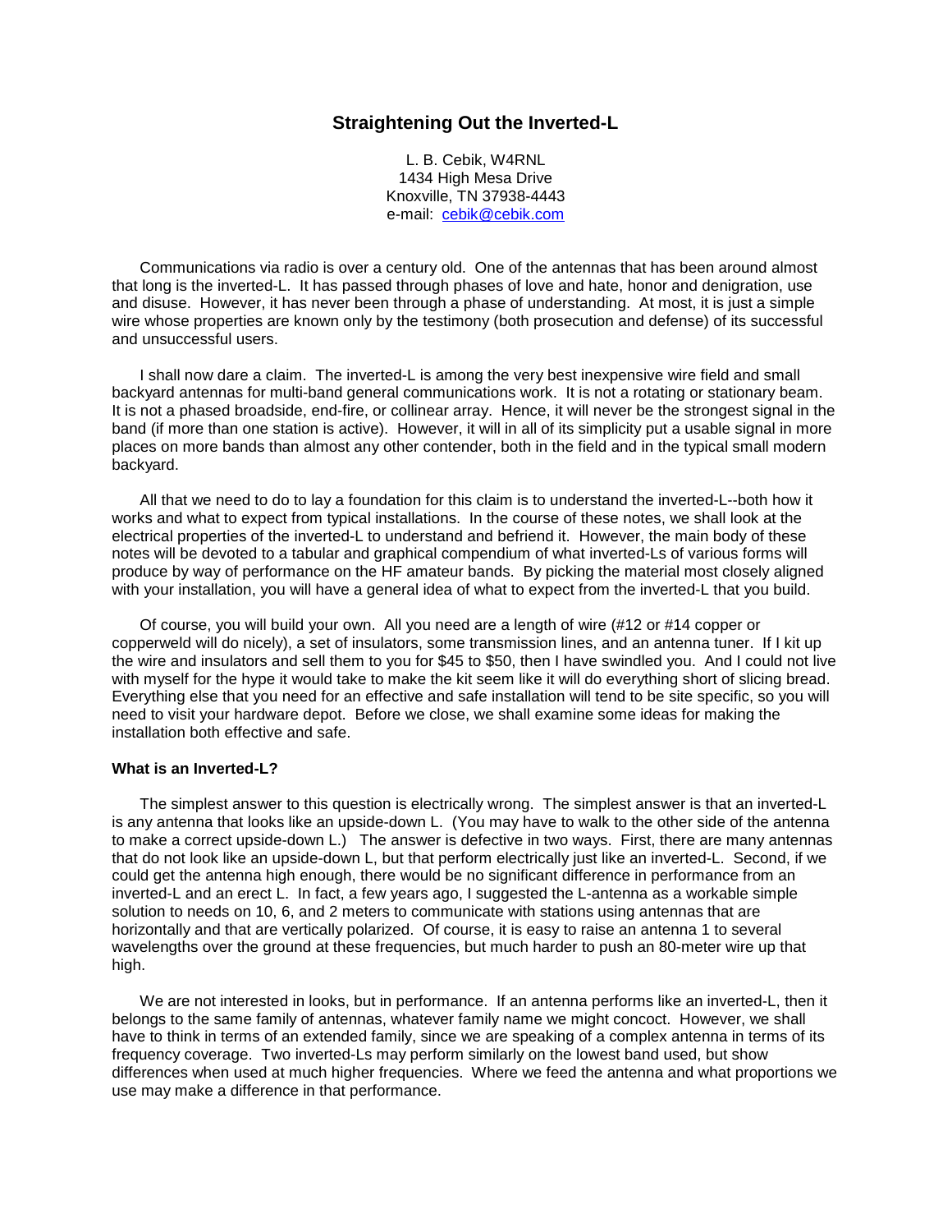# Straightening Out the Inverted-L

L. B. Cebik, W4RNL
1434 High Mesa Drive
Knoxville, TN 37938-4443
e-mail: cebik@cebik.com

Communications via radio is over a century old. One of the antennas that has been around almost that long is the inverted-L. It has passed through phases of love and hate, honor and denigration, use and disuse. However, it has never been through a phase of understanding. At most, it is just a simple wire whose properties are known only by the testimony (both prosecution and defense) of its successful and unsuccessful users.

I shall now dare a claim. The inverted-L is among the very best inexpensive wire field and small backyard antennas for multi-band general communications work. It is not a rotating or stationary beam. It is not a phased broadside, end-fire, or collinear array. Hence, it will never be the strongest signal in the band (if more than one station is active). However, it will in all of its simplicity put a usable signal in more places on more bands than almost any other contender, both in the field and in the typical small modern backyard.

All that we need to do to lay a foundation for this claim is to understand the inverted-L--both how it works and what to expect from typical installations. In the course of these notes, we shall look at the electrical properties of the inverted-L to understand and befriend it. However, the main body of these notes will be devoted to a tabular and graphical compendium of what inverted-Ls of various forms will produce by way of performance on the HF amateur bands. By picking the material most closely aligned with your installation, you will have a general idea of what to expect from the inverted-L that you build.

Of course, you will build your own. All you need are a length of wire (#12 or #14 copper or copperweld will do nicely), a set of insulators, some transmission lines, and an antenna tuner. If I kit up the wire and insulators and sell them to you for $45 to $50, then I have swindled you. And I could not live with myself for the hype it would take to make the kit seem like it will do everything short of slicing bread. Everything else that you need for an effective and safe installation will tend to be site specific, so you will need to visit your hardware depot. Before we close, we shall examine some ideas for making the installation both effective and safe.

### What is an Inverted-L?

The simplest answer to this question is electrically wrong. The simplest answer is that an inverted-L is any antenna that looks like an upside-down L. (You may have to walk to the other side of the antenna to make a correct upside-down L.) The answer is defective in two ways. First, there are many antennas that do not look like an upside-down L, but that perform electrically just like an inverted-L. Second, if we could get the antenna high enough, there would be no significant difference in performance from an inverted-L and an erect L. In fact, a few years ago, I suggested the L-antenna as a workable simple solution to needs on 10, 6, and 2 meters to communicate with stations using antennas that are horizontally and that are vertically polarized. Of course, it is easy to raise an antenna 1 to several wavelengths over the ground at these frequencies, but much harder to push an 80-meter wire up that high.

We are not interested in looks, but in performance. If an antenna performs like an inverted-L, then it belongs to the same family of antennas, whatever family name we might concoct. However, we shall have to think in terms of an extended family, since we are speaking of a complex antenna in terms of its frequency coverage. Two inverted-Ls may perform similarly on the lowest band used, but show differences when used at much higher frequencies. Where we feed the antenna and what proportions we use may make a difference in that performance.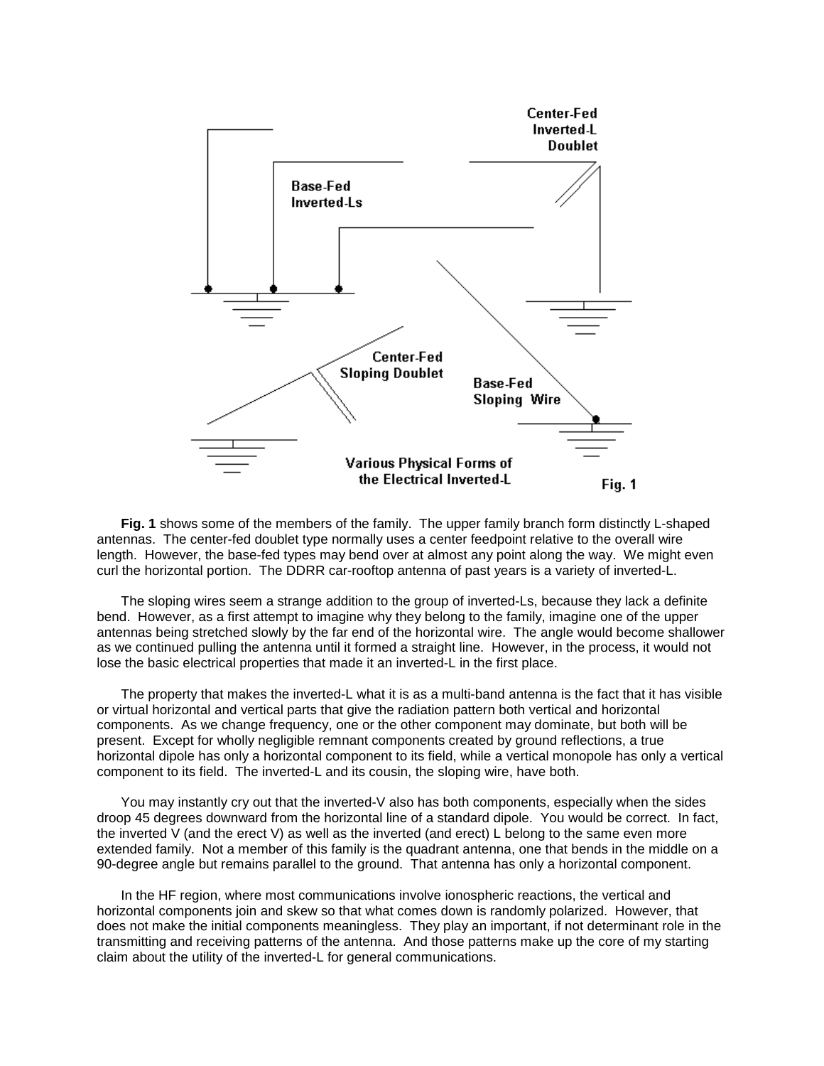**Fig. 1** shows some of the members of the family. The upper family branch form distinctly L-shaped antennas. The center-fed doublet type normally uses a center feedpoint relative to the overall wire length. However, the base-fed types may bend over at almost any point along the way. We might even curl the horizontal portion. The DDRR car-rooftop antenna of past years is a variety of inverted-L.

The sloping wires seem a strange addition to the group of inverted-Ls, because they lack a definite bend. However, as a first attempt to imagine why they belong to the family, imagine one of the upper antennas being stretched slowly by the far end of the horizontal wire. The angle would become shallower as we continued pulling the antenna until it formed a straight line. However, in the process, it would not lose the basic electrical properties that made it an inverted-L in the first place.

The property that makes the inverted-L what it is as a multi-band antenna is the fact that it has visible or virtual horizontal and vertical parts that give the radiation pattern both vertical and horizontal components. As we change frequency, one or the other component may dominate, but both will be present. Except for wholly negligible remnant components created by ground reflections, a true horizontal dipole has only a horizontal component to its field, while a vertical monopole has only a vertical component to its field. The inverted-L and its cousin, the sloping wire, have both.

You may instantly cry out that the inverted-V also has both components, especially when the sides droop 45 degrees downward from the horizontal line of a standard dipole. You would be correct. In fact, the inverted V (and the erect V) as well as the inverted (and erect) L belong to the same even more extended family. Not a member of this family is the quadrant antenna, one that bends in the middle on a 90-degree angle but remains parallel to the ground. That antenna has only a horizontal component.

In the HF region, where most communications involve ionospheric reactions, the vertical and horizontal components join and skew so that what comes down is randomly polarized. However, that does not make the initial components meaningless. They play an important, if not determinant role in the transmitting and receiving patterns of the antenna. And those patterns make up the core of my starting claim about the utility of the inverted-L for general communications.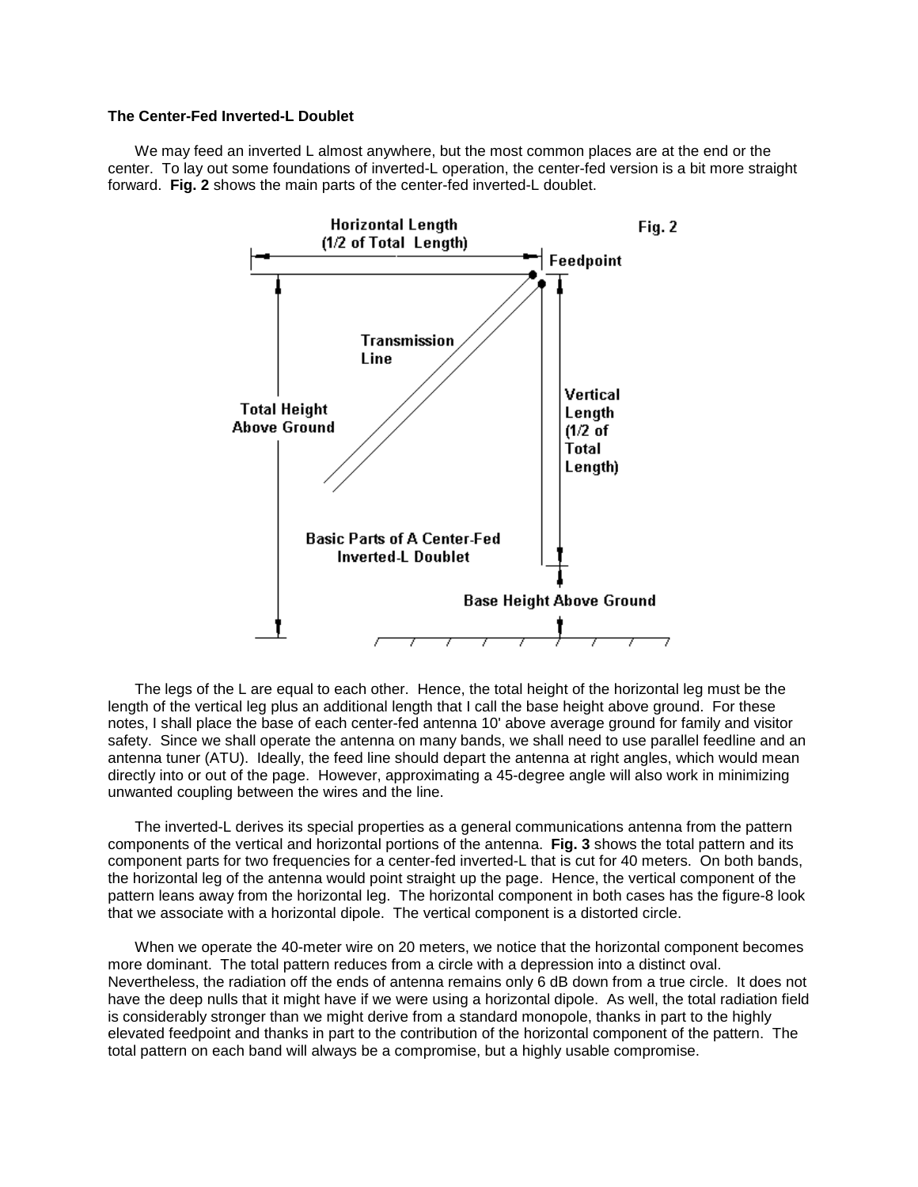**The Center-Fed Inverted-L Doublet**

We may feed an inverted L almost anywhere, but the most common places are at the end or the center. To lay out some foundations of inverted-L operation, the center-fed version is a bit more straight forward. **Fig. 2** shows the main parts of the center-fed inverted-L doublet.

The legs of the L are equal to each other. Hence, the total height of the horizontal leg must be the length of the vertical leg plus an additional length that I call the base height above ground. For these notes, I shall place the base of each center-fed antenna 10' above average ground for family and visitor safety. Since we shall operate the antenna on many bands, we shall need to use parallel feedline and an antenna tuner (ATU). Ideally, the feed line should depart the antenna at right angles, which would mean directly into or out of the page. However, approximating a 45-degree angle will also work in minimizing unwanted coupling between the wires and the line.

The inverted-L derives its special properties as a general communications antenna from the pattern components of the vertical and horizontal portions of the antenna. **Fig. 3** shows the total pattern and its component parts for two frequencies for a center-fed inverted-L that is cut for 40 meters. On both bands, the horizontal leg of the antenna would point straight up the page. Hence, the vertical component of the pattern leans away from the horizontal leg. The horizontal component in both cases has the figure-8 look that we associate with a horizontal dipole. The vertical component is a distorted circle.

When we operate the 40-meter wire on 20 meters, we notice that the horizontal component becomes more dominant. The total pattern reduces from a circle with a depression into a distinct oval. Nevertheless, the radiation off the ends of antenna remains only 6 dB down from a true circle. It does not have the deep nulls that it might have if we were using a horizontal dipole. As well, the total radiation field is considerably stronger than we might derive from a standard monopole, thanks in part to the highly elevated feedpoint and thanks in part to the contribution of the horizontal component of the pattern. The total pattern on each band will always be a compromise, but a highly usable compromise.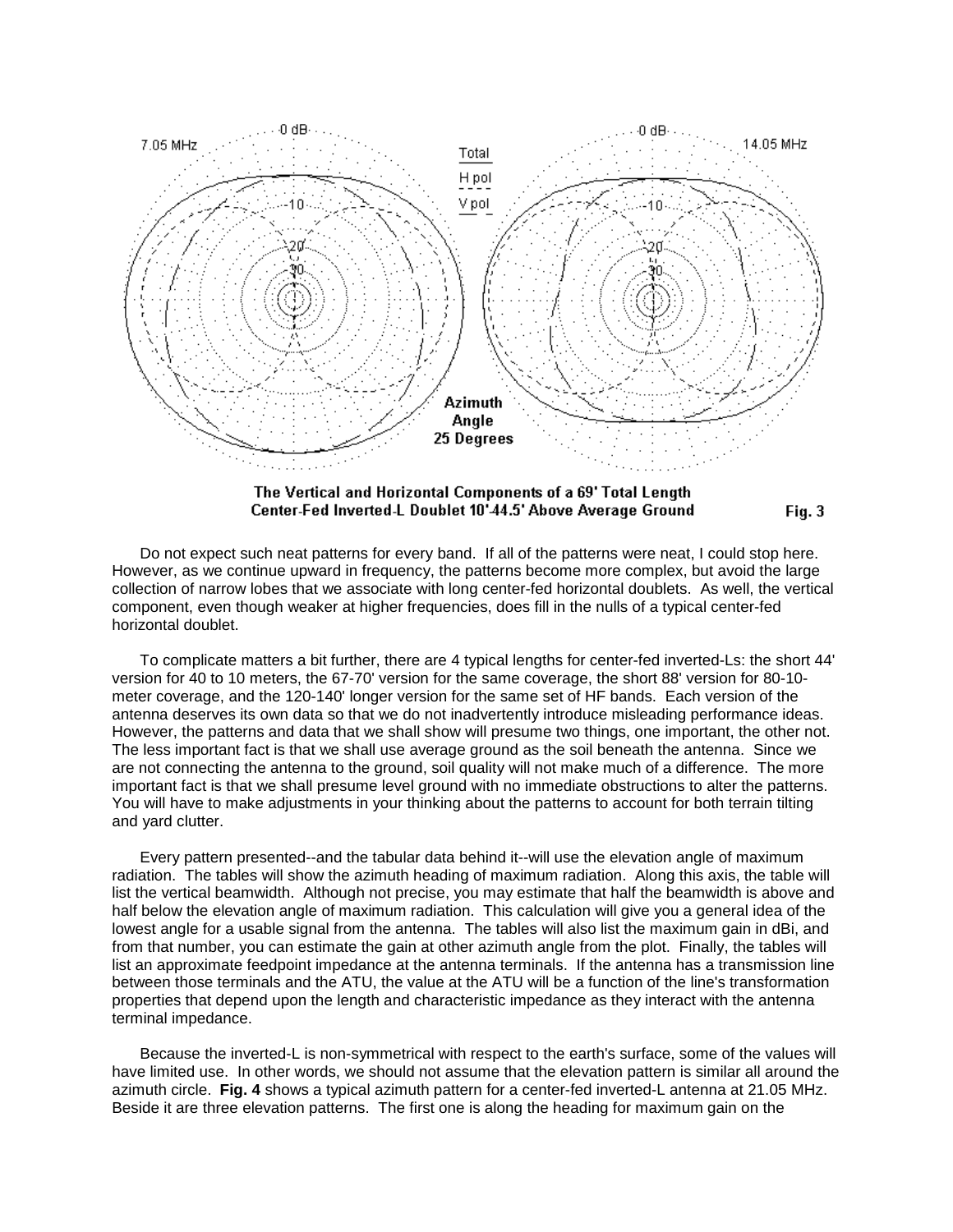The Vertical and Horizontal Components of a 69' Total Length Center-Fed Inverted-L Doublet 10'-44.5' Above Average Ground **Fig. 3**

Do not expect such neat patterns for every band. If all of the patterns were neat, I could stop here. However, as we continue upward in frequency, the patterns become more complex, but avoid the large collection of narrow lobes that we associate with long center-fed horizontal doublets. As well, the vertical component, even though weaker at higher frequencies, does fill in the nulls of a typical center-fed horizontal doublet.

To complicate matters a bit further, there are 4 typical lengths for center-fed inverted-Ls: the short 44' version for 40 to 10 meters, the 67-70' version for the same coverage, the short 88' version for 80-10-meter coverage, and the 120-140' longer version for the same set of HF bands. Each version of the antenna deserves its own data so that we do not inadvertently introduce misleading performance ideas. However, the patterns and data that we shall show will presume two things, one important, the other not. The less important fact is that we shall use average ground as the soil beneath the antenna. Since we are not connecting the antenna to the ground, soil quality will not make much of a difference. The more important fact is that we shall presume level ground with no immediate obstructions to alter the patterns. You will have to make adjustments in your thinking about the patterns to account for both terrain tilting and yard clutter.

Every pattern presented--and the tabular data behind it--will use the elevation angle of maximum radiation. The tables will show the azimuth heading of maximum radiation. Along this axis, the table will list the vertical beamwidth. Although not precise, you may estimate that half the beamwidth is above and half below the elevation angle of maximum radiation. This calculation will give you a general idea of the lowest angle for a usable signal from the antenna. The tables will also list the maximum gain in dBi, and from that number, you can estimate the gain at other azimuth angle from the plot. Finally, the tables will list an approximate feedpoint impedance at the antenna terminals. If the antenna has a transmission line between those terminals and the ATU, the value at the ATU will be a function of the line's transformation properties that depend upon the length and characteristic impedance as they interact with the antenna terminal impedance.

Because the inverted-L is non-symmetrical with respect to the earth's surface, some of the values will have limited use. In other words, we should not assume that the elevation pattern is similar all around the azimuth circle. **Fig. 4** shows a typical azimuth pattern for a center-fed inverted-L antenna at 21.05 MHz. Beside it are three elevation patterns. The first one is along the heading for maximum gain on the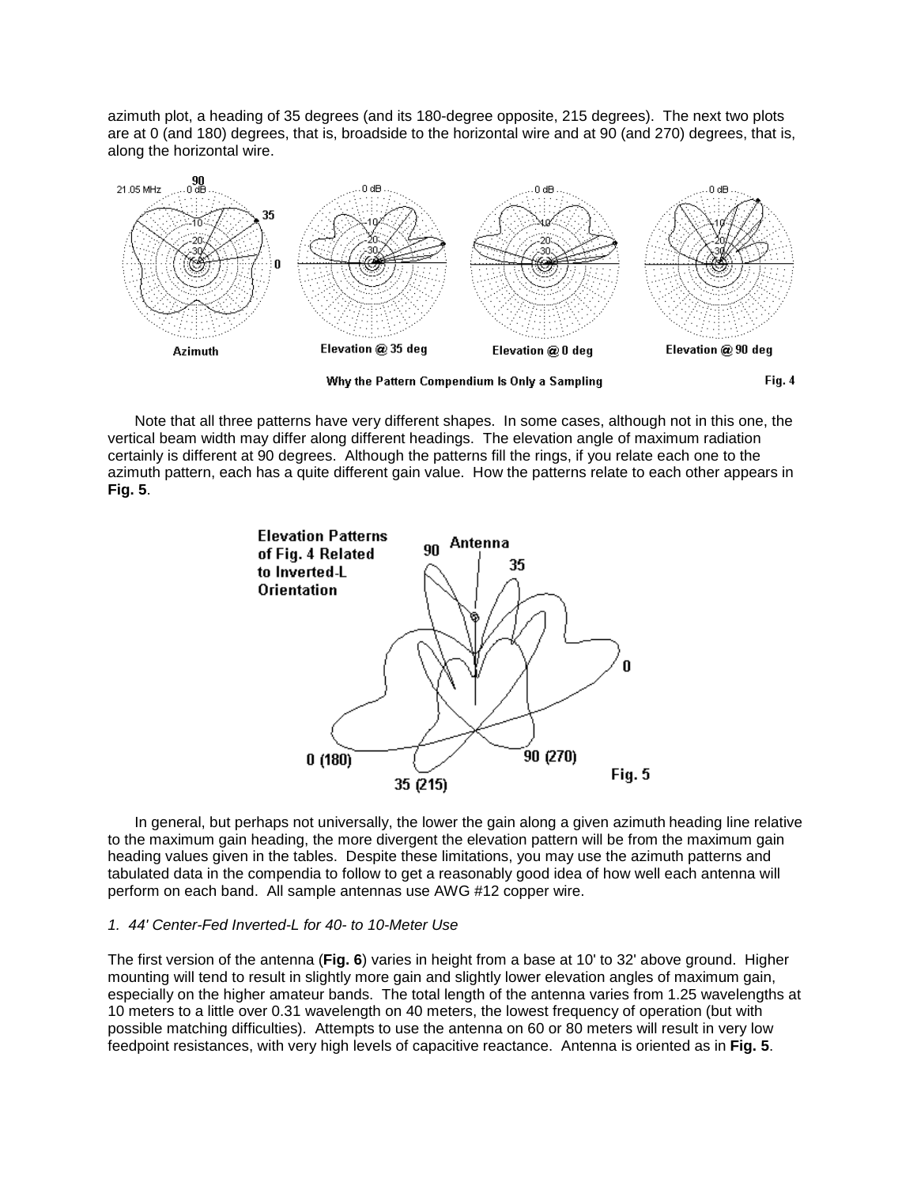azimuth plot, a heading of 35 degrees (and its 180-degree opposite, 215 degrees). The next two plots are at 0 (and 180) degrees, that is, broadside to the horizontal wire and at 90 (and 270) degrees, that is, along the horizontal wire.

Why the Pattern Compendium Is Only a Sampling — Fig. 4

Note that all three patterns have very different shapes. In some cases, although not in this one, the vertical beam width may differ along different headings. The elevation angle of maximum radiation certainly is different at 90 degrees. Although the patterns fill the rings, if you relate each one to the azimuth pattern, each has a quite different gain value. How the patterns relate to each other appears in **Fig. 5**.

Fig. 5

In general, but perhaps not universally, the lower the gain along a given azimuth heading line relative to the maximum gain heading, the more divergent the elevation pattern will be from the maximum gain heading values given in the tables. Despite these limitations, you may use the azimuth patterns and tabulated data in the compendia to follow to get a reasonably good idea of how well each antenna will perform on each band. All sample antennas use AWG #12 copper wire.

### *1. 44' Center-Fed Inverted-L for 40- to 10-Meter Use*

The first version of the antenna (**Fig. 6**) varies in height from a base at 10' to 32' above ground. Higher mounting will tend to result in slightly more gain and slightly lower elevation angles of maximum gain, especially on the higher amateur bands. The total length of the antenna varies from 1.25 wavelengths at 10 meters to a little over 0.31 wavelength on 40 meters, the lowest frequency of operation (but with possible matching difficulties). Attempts to use the antenna on 60 or 80 meters will result in very low feedpoint resistances, with very high levels of capacitive reactance. Antenna is oriented as in **Fig. 5**.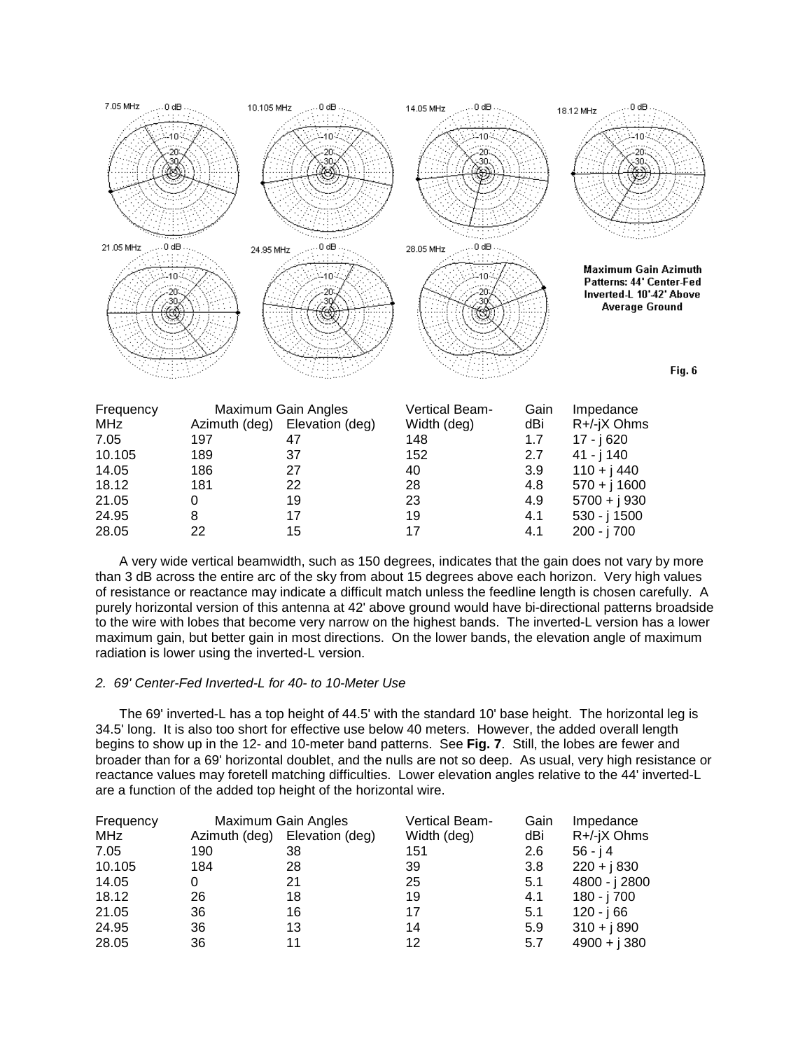Maximum Gain Azimuth Patterns: 44' Center-Fed Inverted-L 10'-42' Above Average Ground

Fig. 6

| Frequency | Maximum Gain Angles | | Vertical Beam- | Gain | Impedance |
|---|---|---|---|---|---|
| MHz | Azimuth (deg) | Elevation (deg) | Width (deg) | dBi | R+/-jX Ohms |
| 7.05 | 197 | 47 | 148 | 1.7 | 17 - j 620 |
| 10.105 | 189 | 37 | 152 | 2.7 | 41 - j 140 |
| 14.05 | 186 | 27 | 40 | 3.9 | 110 + j 440 |
| 18.12 | 181 | 22 | 28 | 4.8 | 570 + j 1600 |
| 21.05 | 0 | 19 | 23 | 4.9 | 5700 + j 930 |
| 24.95 | 8 | 17 | 19 | 4.1 | 530 - j 1500 |
| 28.05 | 22 | 15 | 17 | 4.1 | 200 - j 700 |

A very wide vertical beamwidth, such as 150 degrees, indicates that the gain does not vary by more than 3 dB across the entire arc of the sky from about 15 degrees above each horizon. Very high values of resistance or reactance may indicate a difficult match unless the feedline length is chosen carefully. A purely horizontal version of this antenna at 42' above ground would have bi-directional patterns broadside to the wire with lobes that become very narrow on the highest bands. The inverted-L version has a lower maximum gain, but better gain in most directions. On the lower bands, the elevation angle of maximum radiation is lower using the inverted-L version.

*2. 69' Center-Fed Inverted-L for 40- to 10-Meter Use*

The 69' inverted-L has a top height of 44.5' with the standard 10' base height. The horizontal leg is 34.5' long. It is also too short for effective use below 40 meters. However, the added overall length begins to show up in the 12- and 10-meter band patterns. See **Fig. 7**. Still, the lobes are fewer and broader than for a 69' horizontal doublet, and the nulls are not so deep. As usual, very high resistance or reactance values may foretell matching difficulties. Lower elevation angles relative to the 44' inverted-L are a function of the added top height of the horizontal wire.

| Frequency | Maximum Gain Angles | | Vertical Beam- | Gain | Impedance |
|---|---|---|---|---|---|
| MHz | Azimuth (deg) | Elevation (deg) | Width (deg) | dBi | R+/-jX Ohms |
| 7.05 | 190 | 38 | 151 | 2.6 | 56 - j 4 |
| 10.105 | 184 | 28 | 39 | 3.8 | 220 + j 830 |
| 14.05 | 0 | 21 | 25 | 5.1 | 4800 - j 2800 |
| 18.12 | 26 | 18 | 19 | 4.1 | 180 - j 700 |
| 21.05 | 36 | 16 | 17 | 5.1 | 120 - j 66 |
| 24.95 | 36 | 13 | 14 | 5.9 | 310 + j 890 |
| 28.05 | 36 | 11 | 12 | 5.7 | 4900 + j 380 |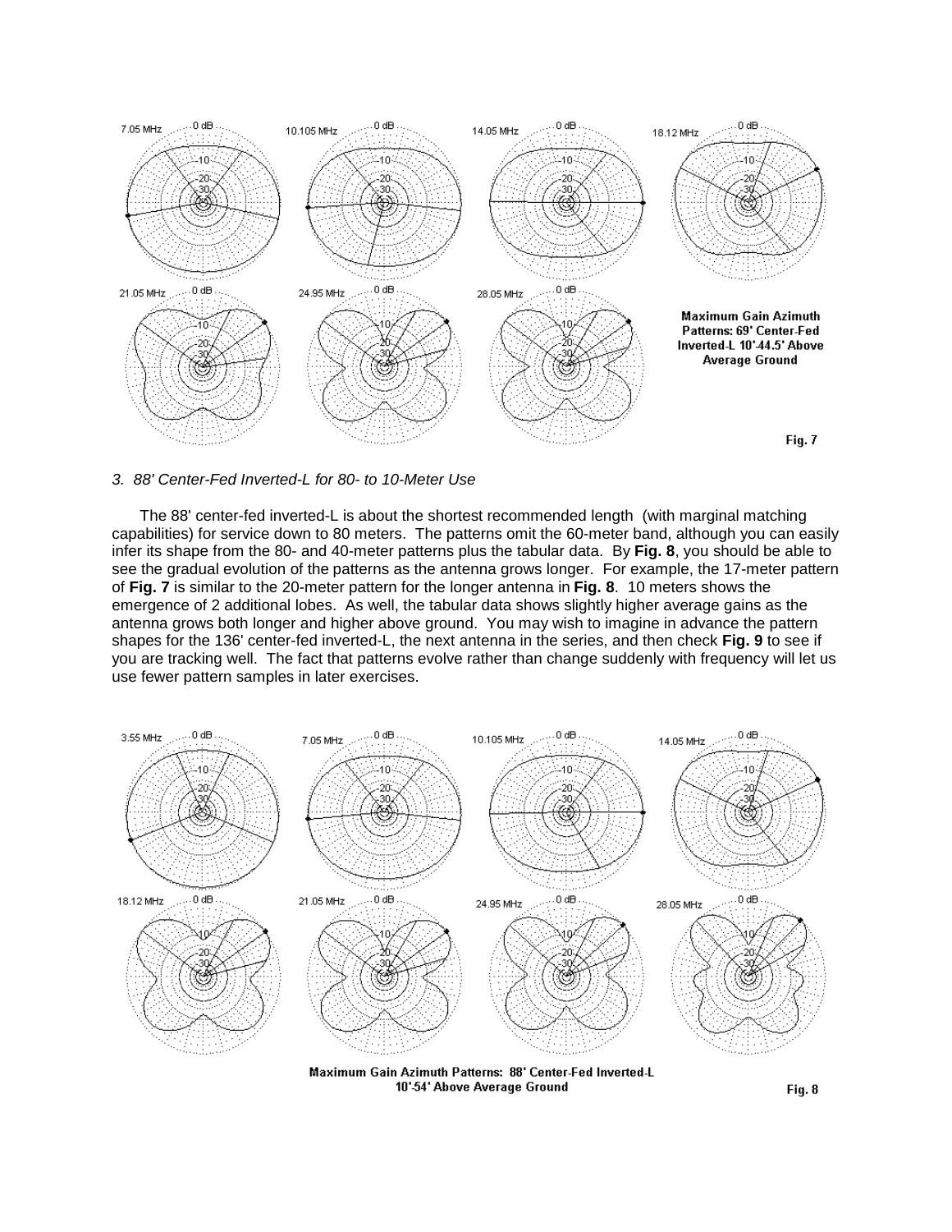Maximum Gain Azimuth Patterns: 69' Center-Fed Inverted-L 10'-44.5' Above Average Ground

Fig. 7

*3. 88' Center-Fed Inverted-L for 80- to 10-Meter Use*

The 88' center-fed inverted-L is about the shortest recommended length (with marginal matching capabilities) for service down to 80 meters. The patterns omit the 60-meter band, although you can easily infer its shape from the 80- and 40-meter patterns plus the tabular data. By **Fig. 8**, you should be able to see the gradual evolution of the patterns as the antenna grows longer. For example, the 17-meter pattern of **Fig. 7** is similar to the 20-meter pattern for the longer antenna in **Fig. 8**. 10 meters shows the emergence of 2 additional lobes. As well, the tabular data shows slightly higher average gains as the antenna grows both longer and higher above ground. You may wish to imagine in advance the pattern shapes for the 136' center-fed inverted-L, the next antenna in the series, and then check **Fig. 9** to see if you are tracking well. The fact that patterns evolve rather than change suddenly with frequency will let us use fewer pattern samples in later exercises.

Maximum Gain Azimuth Patterns: 88' Center-Fed Inverted-L 10'-54' Above Average Ground

Fig. 8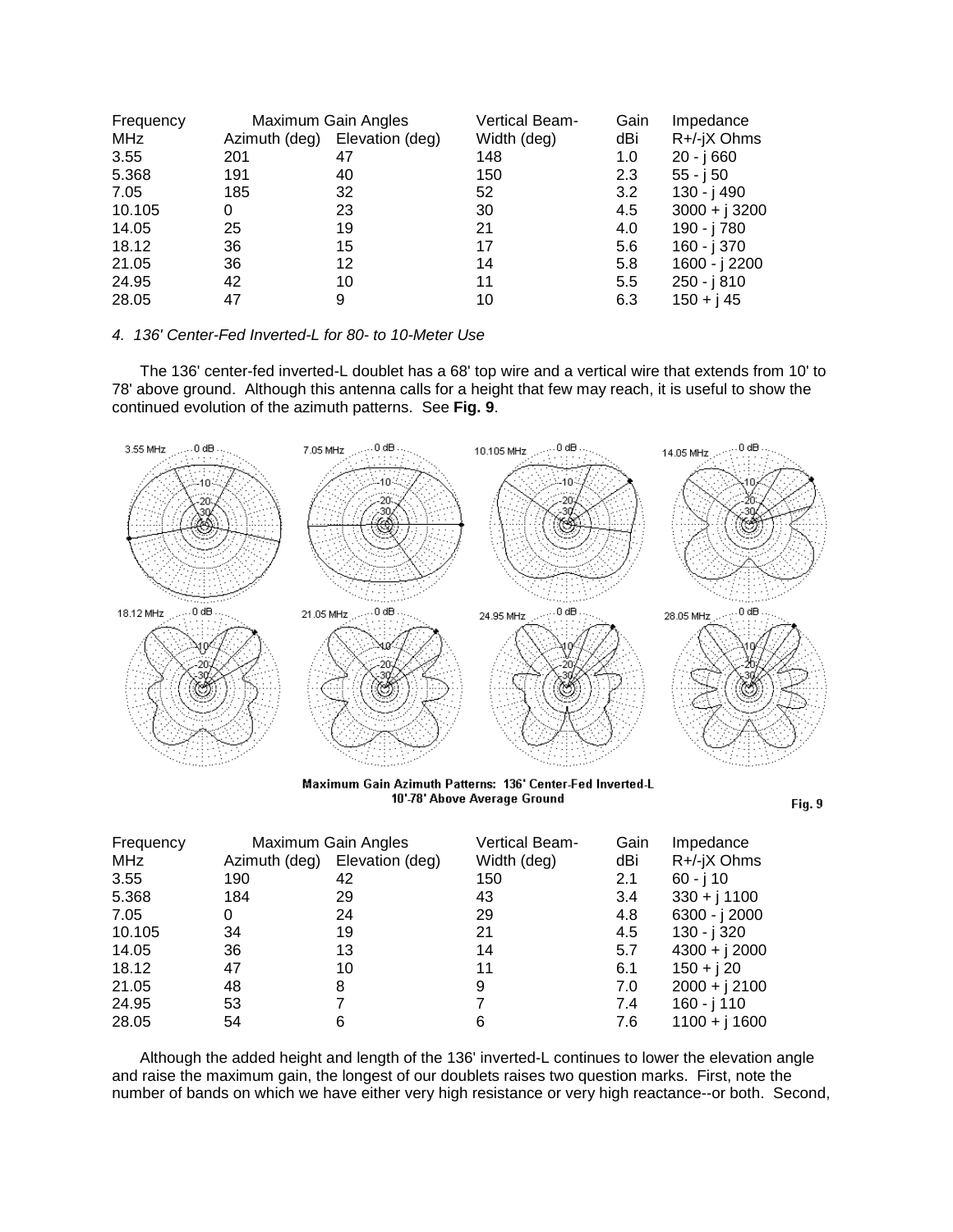| Frequency | Maximum Gain Angles | | Vertical Beam- | Gain | Impedance |
|---|---|---|---|---|---|
| MHz | Azimuth (deg) | Elevation (deg) | Width (deg) | dBi | R+/-jX Ohms |
| 3.55 | 201 | 47 | 148 | 1.0 | 20 - j 660 |
| 5.368 | 191 | 40 | 150 | 2.3 | 55 - j 50 |
| 7.05 | 185 | 32 | 52 | 3.2 | 130 - j 490 |
| 10.105 | 0 | 23 | 30 | 4.5 | 3000 + j 3200 |
| 14.05 | 25 | 19 | 21 | 4.0 | 190 - j 780 |
| 18.12 | 36 | 15 | 17 | 5.6 | 160 - j 370 |
| 21.05 | 36 | 12 | 14 | 5.8 | 1600 - j 2200 |
| 24.95 | 42 | 10 | 11 | 5.5 | 250 - j 810 |
| 28.05 | 47 | 9 | 10 | 6.3 | 150 + j 45 |

*4. 136' Center-Fed Inverted-L for 80- to 10-Meter Use*

The 136' center-fed inverted-L doublet has a 68' top wire and a vertical wire that extends from 10' to 78' above ground. Although this antenna calls for a height that few may reach, it is useful to show the continued evolution of the azimuth patterns. See **Fig. 9**.

Maximum Gain Azimuth Patterns: 136' Center-Fed Inverted-L
10'-78' Above Average Ground

Fig. 9

| Frequency | Maximum Gain Angles | | Vertical Beam- | Gain | Impedance |
|---|---|---|---|---|---|
| MHz | Azimuth (deg) | Elevation (deg) | Width (deg) | dBi | R+/-jX Ohms |
| 3.55 | 190 | 42 | 150 | 2.1 | 60 - j 10 |
| 5.368 | 184 | 29 | 43 | 3.4 | 330 + j 1100 |
| 7.05 | 0 | 24 | 29 | 4.8 | 6300 - j 2000 |
| 10.105 | 34 | 19 | 21 | 4.5 | 130 - j 320 |
| 14.05 | 36 | 13 | 14 | 5.7 | 4300 + j 2000 |
| 18.12 | 47 | 10 | 11 | 6.1 | 150 + j 20 |
| 21.05 | 48 | 8 | 9 | 7.0 | 2000 + j 2100 |
| 24.95 | 53 | 7 | 7 | 7.4 | 160 - j 110 |
| 28.05 | 54 | 6 | 6 | 7.6 | 1100 + j 1600 |

Although the added height and length of the 136' inverted-L continues to lower the elevation angle and raise the maximum gain, the longest of our doublets raises two question marks. First, note the number of bands on which we have either very high resistance or very high reactance--or both. Second,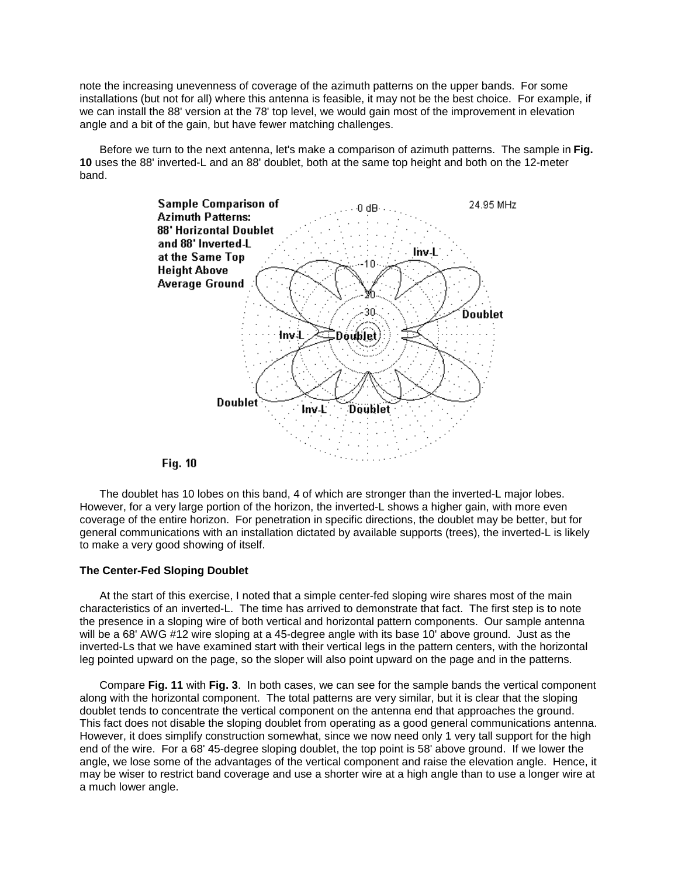note the increasing unevenness of coverage of the azimuth patterns on the upper bands. For some installations (but not for all) where this antenna is feasible, it may not be the best choice. For example, if we can install the 88' version at the 78' top level, we would gain most of the improvement in elevation angle and a bit of the gain, but have fewer matching challenges.

Before we turn to the next antenna, let's make a comparison of azimuth patterns. The sample in **Fig. 10** uses the 88' inverted-L and an 88' doublet, both at the same top height and both on the 12-meter band.

Fig. 10

The doublet has 10 lobes on this band, 4 of which are stronger than the inverted-L major lobes. However, for a very large portion of the horizon, the inverted-L shows a higher gain, with more even coverage of the entire horizon. For penetration in specific directions, the doublet may be better, but for general communications with an installation dictated by available supports (trees), the inverted-L is likely to make a very good showing of itself.

**The Center-Fed Sloping Doublet**

At the start of this exercise, I noted that a simple center-fed sloping wire shares most of the main characteristics of an inverted-L. The time has arrived to demonstrate that fact. The first step is to note the presence in a sloping wire of both vertical and horizontal pattern components. Our sample antenna will be a 68' AWG #12 wire sloping at a 45-degree angle with its base 10' above ground. Just as the inverted-Ls that we have examined start with their vertical legs in the pattern centers, with the horizontal leg pointed upward on the page, so the sloper will also point upward on the page and in the patterns.

Compare **Fig. 11** with **Fig. 3**. In both cases, we can see for the sample bands the vertical component along with the horizontal component. The total patterns are very similar, but it is clear that the sloping doublet tends to concentrate the vertical component on the antenna end that approaches the ground. This fact does not disable the sloping doublet from operating as a good general communications antenna. However, it does simplify construction somewhat, since we now need only 1 very tall support for the high end of the wire. For a 68' 45-degree sloping doublet, the top point is 58' above ground. If we lower the angle, we lose some of the advantages of the vertical component and raise the elevation angle. Hence, it may be wiser to restrict band coverage and use a shorter wire at a high angle than to use a longer wire at a much lower angle.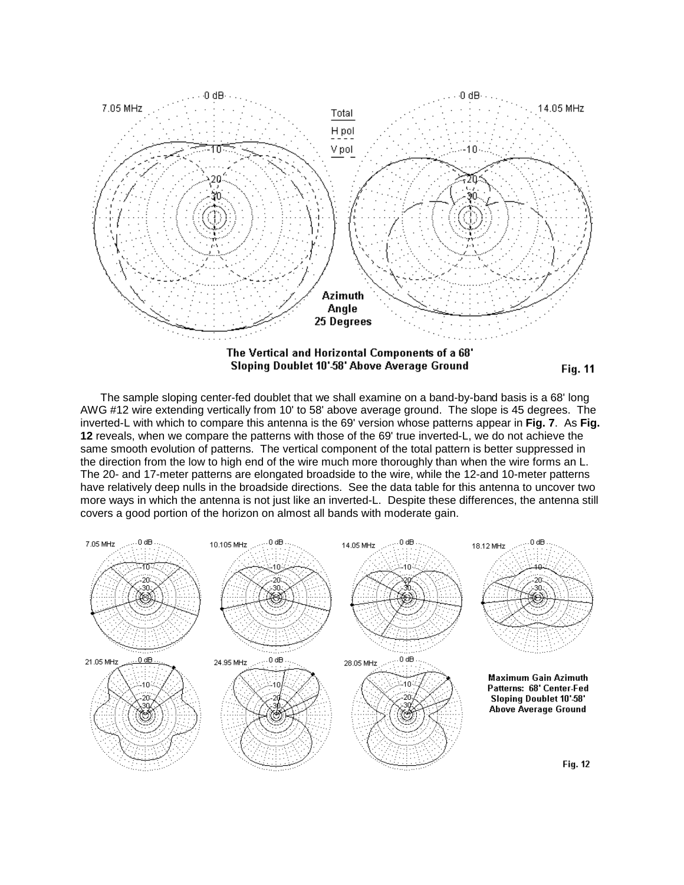The Vertical and Horizontal Components of a 68' Sloping Doublet 10'-58' Above Average Ground

Fig. 11

The sample sloping center-fed doublet that we shall examine on a band-by-band basis is a 68' long AWG #12 wire extending vertically from 10' to 58' above average ground. The slope is 45 degrees. The inverted-L with which to compare this antenna is the 69' version whose patterns appear in **Fig. 7**. As **Fig. 12** reveals, when we compare the patterns with those of the 69' true inverted-L, we do not achieve the same smooth evolution of patterns. The vertical component of the total pattern is better suppressed in the direction from the low to high end of the wire much more thoroughly than when the wire forms an L. The 20- and 17-meter patterns are elongated broadside to the wire, while the 12-and 10-meter patterns have relatively deep nulls in the broadside directions. See the data table for this antenna to uncover two more ways in which the antenna is not just like an inverted-L. Despite these differences, the antenna still covers a good portion of the horizon on almost all bands with moderate gain.

Maximum Gain Azimuth Patterns: 68' Center-Fed Sloping Doublet 10'-58' Above Average Ground

Fig. 12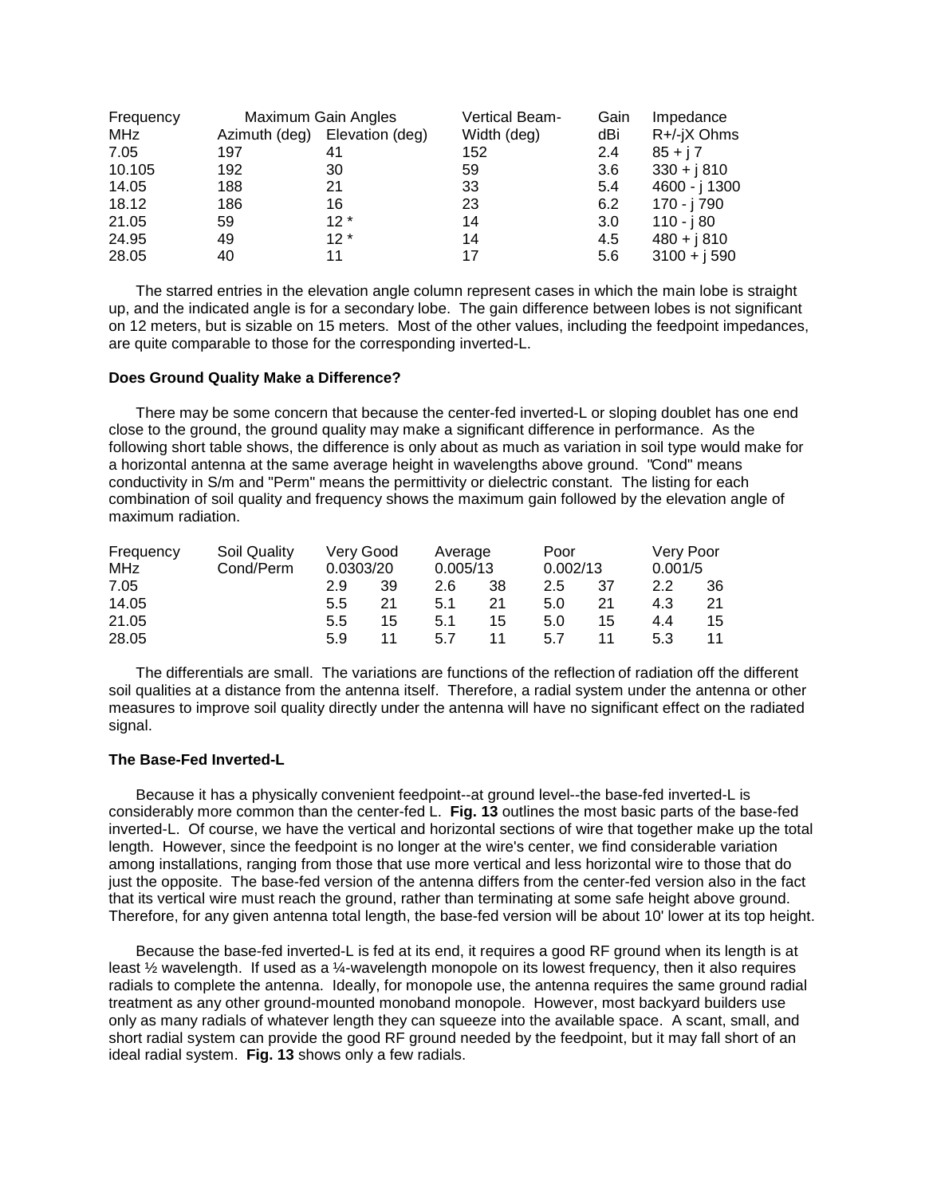| Frequency | Maximum Gain Angles | | Vertical Beam- | Gain | Impedance |
|---|---|---|---|---|---|
| MHz | Azimuth (deg) | Elevation (deg) | Width (deg) | dBi | R+/-jX Ohms |
| 7.05 | 197 | 41 | 152 | 2.4 | 85 + j 7 |
| 10.105 | 192 | 30 | 59 | 3.6 | 330 + j 810 |
| 14.05 | 188 | 21 | 33 | 5.4 | 4600 - j 1300 |
| 18.12 | 186 | 16 | 23 | 6.2 | 170 - j 790 |
| 21.05 | 59 | 12 * | 14 | 3.0 | 110 - j 80 |
| 24.95 | 49 | 12 * | 14 | 4.5 | 480 + j 810 |
| 28.05 | 40 | 11 | 17 | 5.6 | 3100 + j 590 |

The starred entries in the elevation angle column represent cases in which the main lobe is straight up, and the indicated angle is for a secondary lobe. The gain difference between lobes is not significant on 12 meters, but is sizable on 15 meters. Most of the other values, including the feedpoint impedances, are quite comparable to those for the corresponding inverted-L.

**Does Ground Quality Make a Difference?**

There may be some concern that because the center-fed inverted-L or sloping doublet has one end close to the ground, the ground quality may make a significant difference in performance. As the following short table shows, the difference is only about as much as variation in soil type would make for a horizontal antenna at the same average height in wavelengths above ground. "Cond" means conductivity in S/m and "Perm" means the permittivity or dielectric constant. The listing for each combination of soil quality and frequency shows the maximum gain followed by the elevation angle of maximum radiation.

| Frequency | Soil Quality | Very Good | | Average | | Poor | | Very Poor | |
|---|---|---|---|---|---|---|---|---|---|
| MHz | Cond/Perm | 0.0303/20 | | 0.005/13 | | 0.002/13 | | 0.001/5 | |
| 7.05 | | 2.9 | 39 | 2.6 | 38 | 2.5 | 37 | 2.2 | 36 |
| 14.05 | | 5.5 | 21 | 5.1 | 21 | 5.0 | 21 | 4.3 | 21 |
| 21.05 | | 5.5 | 15 | 5.1 | 15 | 5.0 | 15 | 4.4 | 15 |
| 28.05 | | 5.9 | 11 | 5.7 | 11 | 5.7 | 11 | 5.3 | 11 |

The differentials are small. The variations are functions of the reflection of radiation off the different soil qualities at a distance from the antenna itself. Therefore, a radial system under the antenna or other measures to improve soil quality directly under the antenna will have no significant effect on the radiated signal.

**The Base-Fed Inverted-L**

Because it has a physically convenient feedpoint--at ground level--the base-fed inverted-L is considerably more common than the center-fed L. **Fig. 13** outlines the most basic parts of the base-fed inverted-L. Of course, we have the vertical and horizontal sections of wire that together make up the total length. However, since the feedpoint is no longer at the wire's center, we find considerable variation among installations, ranging from those that use more vertical and less horizontal wire to those that do just the opposite. The base-fed version of the antenna differs from the center-fed version also in the fact that its vertical wire must reach the ground, rather than terminating at some safe height above ground. Therefore, for any given antenna total length, the base-fed version will be about 10' lower at its top height.

Because the base-fed inverted-L is fed at its end, it requires a good RF ground when its length is at least ½ wavelength. If used as a ¼-wavelength monopole on its lowest frequency, then it also requires radials to complete the antenna. Ideally, for monopole use, the antenna requires the same ground radial treatment as any other ground-mounted monoband monopole. However, most backyard builders use only as many radials of whatever length they can squeeze into the available space. A scant, small, and short radial system can provide the good RF ground needed by the feedpoint, but it may fall short of an ideal radial system. **Fig. 13** shows only a few radials.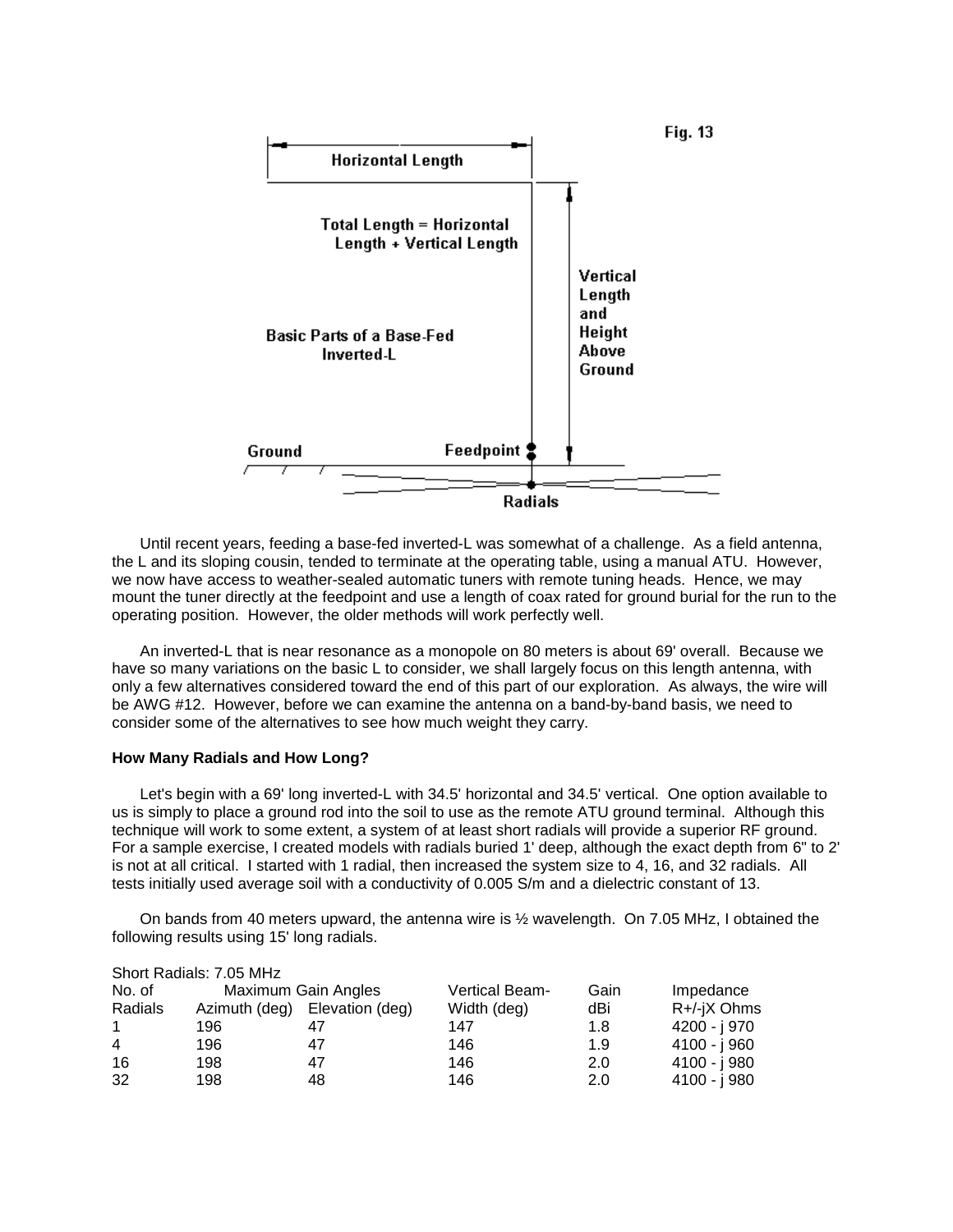Fig. 13

Until recent years, feeding a base-fed inverted-L was somewhat of a challenge. As a field antenna, the L and its sloping cousin, tended to terminate at the operating table, using a manual ATU. However, we now have access to weather-sealed automatic tuners with remote tuning heads. Hence, we may mount the tuner directly at the feedpoint and use a length of coax rated for ground burial for the run to the operating position. However, the older methods will work perfectly well.

An inverted-L that is near resonance as a monopole on 80 meters is about 69' overall. Because we have so many variations on the basic L to consider, we shall largely focus on this length antenna, with only a few alternatives considered toward the end of this part of our exploration. As always, the wire will be AWG #12. However, before we can examine the antenna on a band-by-band basis, we need to consider some of the alternatives to see how much weight they carry.

**How Many Radials and How Long?**

Let's begin with a 69' long inverted-L with 34.5' horizontal and 34.5' vertical. One option available to us is simply to place a ground rod into the soil to use as the remote ATU ground terminal. Although this technique will work to some extent, a system of at least short radials will provide a superior RF ground. For a sample exercise, I created models with radials buried 1' deep, although the exact depth from 6" to 2' is not at all critical. I started with 1 radial, then increased the system size to 4, 16, and 32 radials. All tests initially used average soil with a conductivity of 0.005 S/m and a dielectric constant of 13.

On bands from 40 meters upward, the antenna wire is ½ wavelength. On 7.05 MHz, I obtained the following results using 15' long radials.

Short Radials: 7.05 MHz

| No. of | Maximum Gain Angles | | Vertical Beam- | Gain | Impedance |
|---|---|---|---|---|---|
| Radials | Azimuth (deg) | Elevation (deg) | Width (deg) | dBi | R+/-jX Ohms |
| 1 | 196 | 47 | 147 | 1.8 | 4200 - j 970 |
| 4 | 196 | 47 | 146 | 1.9 | 4100 - j 960 |
| 16 | 198 | 47 | 146 | 2.0 | 4100 - j 980 |
| 32 | 198 | 48 | 146 | 2.0 | 4100 - j 980 |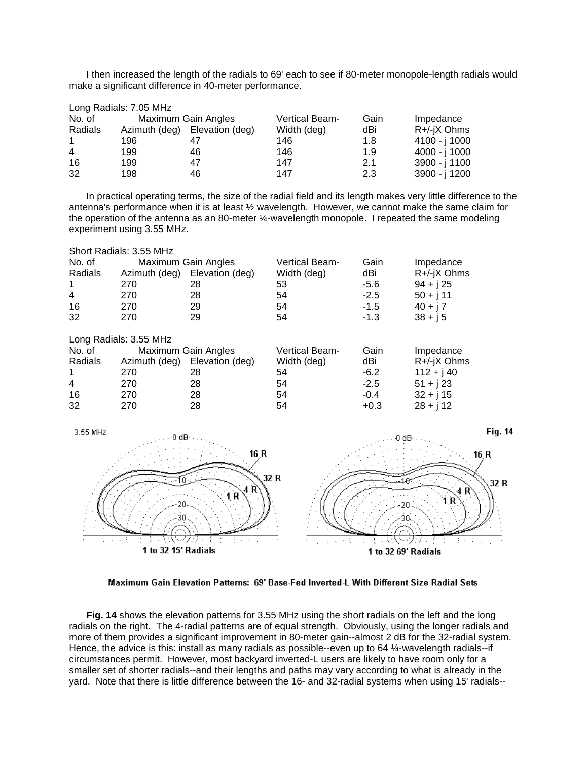I then increased the length of the radials to 69' each to see if 80-meter monopole-length radials would make a significant difference in 40-meter performance.

Long Radials: 7.05 MHz

| No. of Radials | Maximum Gain Angles Azimuth (deg) | Elevation (deg) | Vertical Beam-Width (deg) | Gain dBi | Impedance R+/-jX Ohms |
|---|---|---|---|---|---|
| 1 | 196 | 47 | 146 | 1.8 | 4100 - j 1000 |
| 4 | 199 | 46 | 146 | 1.9 | 4000 - j 1000 |
| 16 | 199 | 47 | 147 | 2.1 | 3900 - j 1100 |
| 32 | 198 | 46 | 147 | 2.3 | 3900 - j 1200 |

In practical operating terms, the size of the radial field and its length makes very little difference to the antenna's performance when it is at least ½ wavelength. However, we cannot make the same claim for the operation of the antenna as an 80-meter ¼-wavelength monopole. I repeated the same modeling experiment using 3.55 MHz.

Short Radials: 3.55 MHz

| No. of Radials | Maximum Gain Angles Azimuth (deg) | Elevation (deg) | Vertical Beam-Width (deg) | Gain dBi | Impedance R+/-jX Ohms |
|---|---|---|---|---|---|
| 1 | 270 | 28 | 53 | -5.6 | 94 + j 25 |
| 4 | 270 | 28 | 54 | -2.5 | 50 + j 11 |
| 16 | 270 | 29 | 54 | -1.5 | 40 + j 7 |
| 32 | 270 | 29 | 54 | -1.3 | 38 + j 5 |

Long Radials: 3.55 MHz

| No. of Radials | Maximum Gain Angles Azimuth (deg) | Elevation (deg) | Vertical Beam-Width (deg) | Gain dBi | Impedance R+/-jX Ohms |
|---|---|---|---|---|---|
| 1 | 270 | 28 | 54 | -6.2 | 112 + j 40 |
| 4 | 270 | 28 | 54 | -2.5 | 51 + j 23 |
| 16 | 270 | 28 | 54 | -0.4 | 32 + j 15 |
| 32 | 270 | 28 | 54 | +0.3 | 28 + j 12 |

Fig. 14

1 to 32 15' Radials — 1 to 32 69' Radials

Maximum Gain Elevation Patterns: 69' Base-Fed Inverted-L With Different Size Radial Sets

**Fig. 14** shows the elevation patterns for 3.55 MHz using the short radials on the left and the long radials on the right. The 4-radial patterns are of equal strength. Obviously, using the longer radials and more of them provides a significant improvement in 80-meter gain--almost 2 dB for the 32-radial system. Hence, the advice is this: install as many radials as possible--even up to 64 ¼-wavelength radials--if circumstances permit. However, most backyard inverted-L users are likely to have room only for a smaller set of shorter radials--and their lengths and paths may vary according to what is already in the yard. Note that there is little difference between the 16- and 32-radial systems when using 15' radials--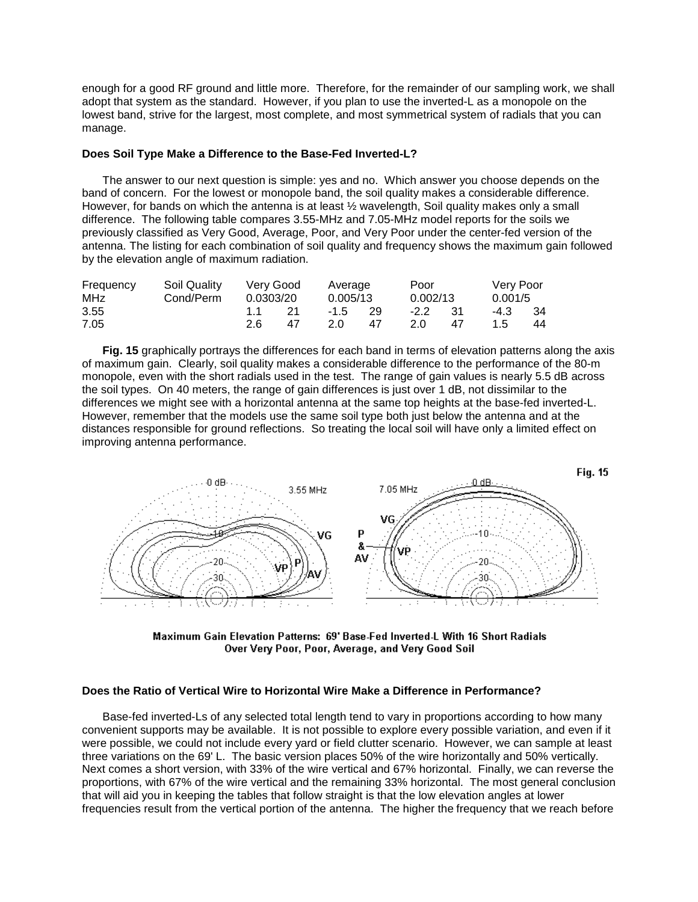enough for a good RF ground and little more. Therefore, for the remainder of our sampling work, we shall adopt that system as the standard. However, if you plan to use the inverted-L as a monopole on the lowest band, strive for the largest, most complete, and most symmetrical system of radials that you can manage.

**Does Soil Type Make a Difference to the Base-Fed Inverted-L?**

The answer to our next question is simple: yes and no. Which answer you choose depends on the band of concern. For the lowest or monopole band, the soil quality makes a considerable difference. However, for bands on which the antenna is at least ½ wavelength, Soil quality makes only a small difference. The following table compares 3.55-MHz and 7.05-MHz model reports for the soils we previously classified as Very Good, Average, Poor, and Very Poor under the center-fed version of the antenna. The listing for each combination of soil quality and frequency shows the maximum gain followed by the elevation angle of maximum radiation.

| Frequency | Soil Quality | Very Good | | Average | | Poor | | Very Poor | |
|---|---|---|---|---|---|---|---|---|---|
| MHz | Cond/Perm | 0.0303/20 | | 0.005/13 | | 0.002/13 | | 0.001/5 | |
| 3.55 | | 1.1 | 21 | -1.5 | 29 | -2.2 | 31 | -4.3 | 34 |
| 7.05 | | 2.6 | 47 | 2.0 | 47 | 2.0 | 47 | 1.5 | 44 |

**Fig. 15** graphically portrays the differences for each band in terms of elevation patterns along the axis of maximum gain. Clearly, soil quality makes a considerable difference to the performance of the 80-m monopole, even with the short radials used in the test. The range of gain values is nearly 5.5 dB across the soil types. On 40 meters, the range of gain differences is just over 1 dB, not dissimilar to the differences we might see with a horizontal antenna at the same top heights at the base-fed inverted-L. However, remember that the models use the same soil type both just below the antenna and at the distances responsible for ground reflections. So treating the local soil will have only a limited effect on improving antenna performance.

Fig. 15

Maximum Gain Elevation Patterns: 69' Base-Fed Inverted-L With 16 Short Radials Over Very Poor, Poor, Average, and Very Good Soil

**Does the Ratio of Vertical Wire to Horizontal Wire Make a Difference in Performance?**

Base-fed inverted-Ls of any selected total length tend to vary in proportions according to how many convenient supports may be available. It is not possible to explore every possible variation, and even if it were possible, we could not include every yard or field clutter scenario. However, we can sample at least three variations on the 69' L. The basic version places 50% of the wire horizontally and 50% vertically. Next comes a short version, with 33% of the wire vertical and 67% horizontal. Finally, we can reverse the proportions, with 67% of the wire vertical and the remaining 33% horizontal. The most general conclusion that will aid you in keeping the tables that follow straight is that the low elevation angles at lower frequencies result from the vertical portion of the antenna. The higher the frequency that we reach before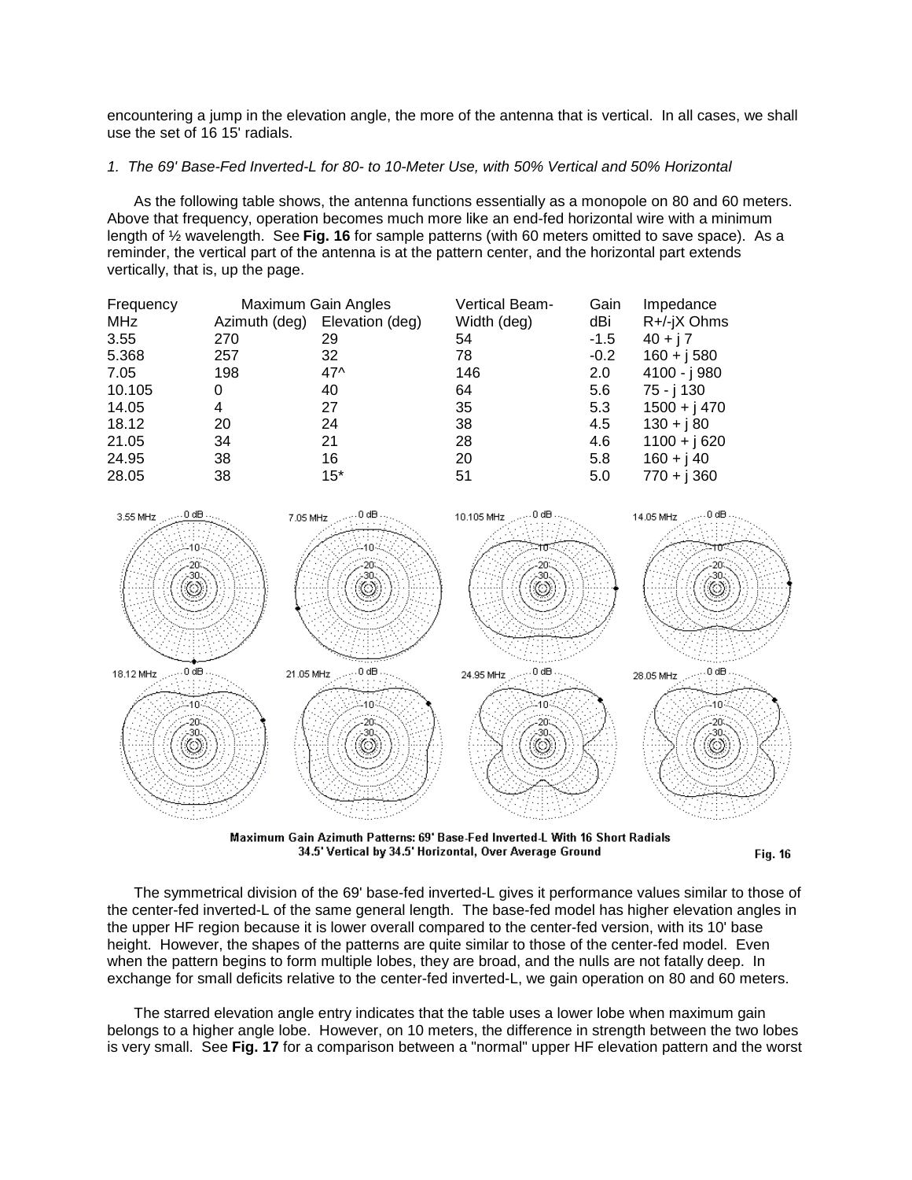encountering a jump in the elevation angle, the more of the antenna that is vertical. In all cases, we shall use the set of 16 15' radials.

*1. The 69' Base-Fed Inverted-L for 80- to 10-Meter Use, with 50% Vertical and 50% Horizontal*

As the following table shows, the antenna functions essentially as a monopole on 80 and 60 meters. Above that frequency, operation becomes much more like an end-fed horizontal wire with a minimum length of ½ wavelength. See **Fig. 16** for sample patterns (with 60 meters omitted to save space). As a reminder, the vertical part of the antenna is at the pattern center, and the horizontal part extends vertically, that is, up the page.

| Frequency | Maximum Gain Angles | | Vertical Beam- | Gain | Impedance |
|---|---|---|---|---|---|
| MHz | Azimuth (deg) | Elevation (deg) | Width (deg) | dBi | R+/-jX Ohms |
| 3.55 | 270 | 29 | 54 | -1.5 | 40 + j 7 |
| 5.368 | 257 | 32 | 78 | -0.2 | 160 + j 580 |
| 7.05 | 198 | 47^ | 146 | 2.0 | 4100 - j 980 |
| 10.105 | 0 | 40 | 64 | 5.6 | 75 - j 130 |
| 14.05 | 4 | 27 | 35 | 5.3 | 1500 + j 470 |
| 18.12 | 20 | 24 | 38 | 4.5 | 130 + j 80 |
| 21.05 | 34 | 21 | 28 | 4.6 | 1100 + j 620 |
| 24.95 | 38 | 16 | 20 | 5.8 | 160 + j 40 |
| 28.05 | 38 | 15* | 51 | 5.0 | 770 + j 360 |

Maximum Gain Azimuth Patterns: 69' Base-Fed Inverted-L With 16 Short Radials
34.5' Vertical by 34.5' Horizontal, Over Average Ground

Fig. 16

The symmetrical division of the 69' base-fed inverted-L gives it performance values similar to those of the center-fed inverted-L of the same general length. The base-fed model has higher elevation angles in the upper HF region because it is lower overall compared to the center-fed version, with its 10' base height. However, the shapes of the patterns are quite similar to those of the center-fed model. Even when the pattern begins to form multiple lobes, they are broad, and the nulls are not fatally deep. In exchange for small deficits relative to the center-fed inverted-L, we gain operation on 80 and 60 meters.

The starred elevation angle entry indicates that the table uses a lower lobe when maximum gain belongs to a higher angle lobe. However, on 10 meters, the difference in strength between the two lobes is very small. See **Fig. 17** for a comparison between a "normal" upper HF elevation pattern and the worst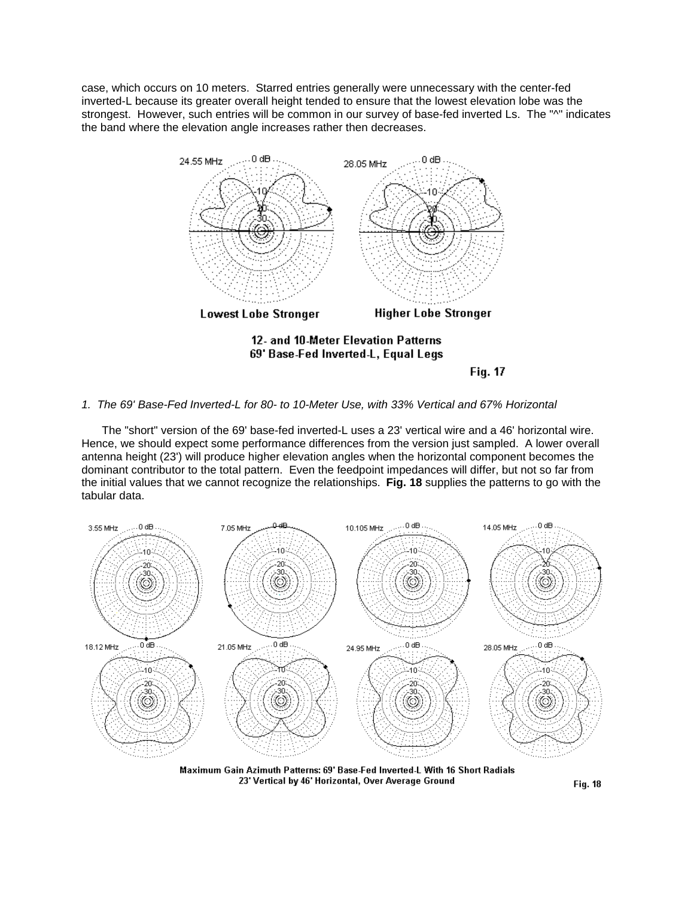case, which occurs on 10 meters. Starred entries generally were unnecessary with the center-fed inverted-L because its greater overall height tended to ensure that the lowest elevation lobe was the strongest. However, such entries will be common in our survey of base-fed inverted Ls. The "^" indicates the band where the elevation angle increases rather then decreases.

Lowest Lobe Stronger    Higher Lobe Stronger

12- and 10-Meter Elevation Patterns
69' Base-Fed Inverted-L, Equal Legs

Fig. 17

*1. The 69' Base-Fed Inverted-L for 80- to 10-Meter Use, with 33% Vertical and 67% Horizontal*

The "short" version of the 69' base-fed inverted-L uses a 23' vertical wire and a 46' horizontal wire. Hence, we should expect some performance differences from the version just sampled. A lower overall antenna height (23') will produce higher elevation angles when the horizontal component becomes the dominant contributor to the total pattern. Even the feedpoint impedances will differ, but not so far from the initial values that we cannot recognize the relationships. **Fig. 18** supplies the patterns to go with the tabular data.

Maximum Gain Azimuth Patterns: 69' Base-Fed Inverted-L With 16 Short Radials
23' Vertical by 46' Horizontal, Over Average Ground

Fig. 18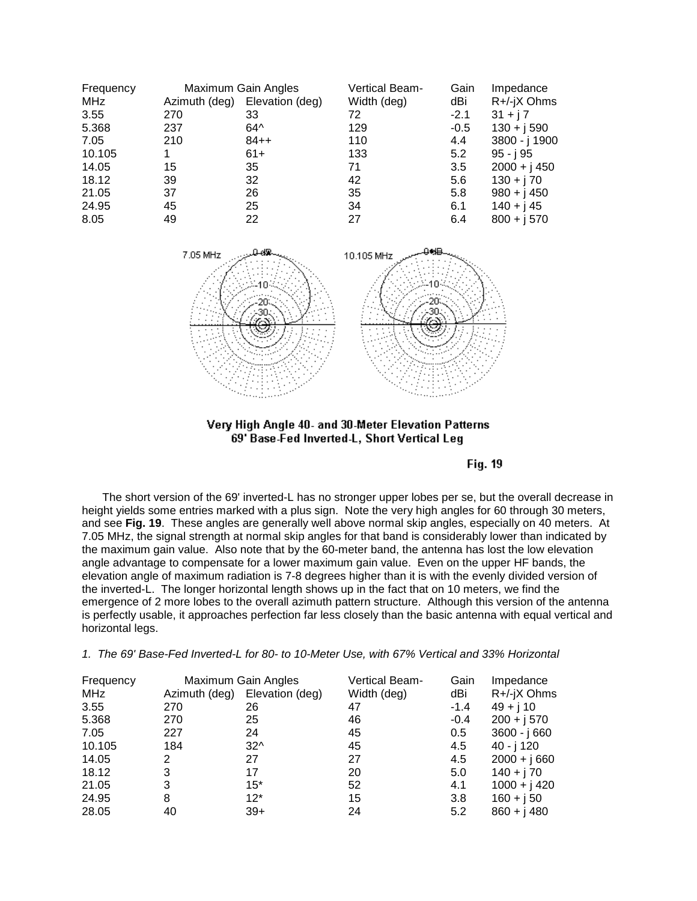| Frequency | Maximum Gain Angles | | Vertical Beam- | Gain | Impedance |
|---|---|---|---|---|---|
| MHz | Azimuth (deg) | Elevation (deg) | Width (deg) | dBi | R+/-jX Ohms |
| 3.55 | 270 | 33 | 72 | -2.1 | 31 + j 7 |
| 5.368 | 237 | 64^ | 129 | -0.5 | 130 + j 590 |
| 7.05 | 210 | 84++ | 110 | 4.4 | 3800 - j 1900 |
| 10.105 | 1 | 61+ | 133 | 5.2 | 95 - j 95 |
| 14.05 | 15 | 35 | 71 | 3.5 | 2000 + j 450 |
| 18.12 | 39 | 32 | 42 | 5.6 | 130 + j 70 |
| 21.05 | 37 | 26 | 35 | 5.8 | 980 + j 450 |
| 24.95 | 45 | 25 | 34 | 6.1 | 140 + j 45 |
| 8.05 | 49 | 22 | 27 | 6.4 | 800 + j 570 |

**Very High Angle 40- and 30-Meter Elevation Patterns**
**69' Base-Fed Inverted-L, Short Vertical Leg**

**Fig. 19**

The short version of the 69' inverted-L has no stronger upper lobes per se, but the overall decrease in height yields some entries marked with a plus sign. Note the very high angles for 60 through 30 meters, and see **Fig. 19**. These angles are generally well above normal skip angles, especially on 40 meters. At 7.05 MHz, the signal strength at normal skip angles for that band is considerably lower than indicated by the maximum gain value. Also note that by the 60-meter band, the antenna has lost the low elevation angle advantage to compensate for a lower maximum gain value. Even on the upper HF bands, the elevation angle of maximum radiation is 7-8 degrees higher than it is with the evenly divided version of the inverted-L. The longer horizontal length shows up in the fact that on 10 meters, we find the emergence of 2 more lobes to the overall azimuth pattern structure. Although this version of the antenna is perfectly usable, it approaches perfection far less closely than the basic antenna with equal vertical and horizontal legs.

*1. The 69' Base-Fed Inverted-L for 80- to 10-Meter Use, with 67% Vertical and 33% Horizontal*

| Frequency | Maximum Gain Angles | | Vertical Beam- | Gain | Impedance |
|---|---|---|---|---|---|
| MHz | Azimuth (deg) | Elevation (deg) | Width (deg) | dBi | R+/-jX Ohms |
| 3.55 | 270 | 26 | 47 | -1.4 | 49 + j 10 |
| 5.368 | 270 | 25 | 46 | -0.4 | 200 + j 570 |
| 7.05 | 227 | 24 | 45 | 0.5 | 3600 - j 660 |
| 10.105 | 184 | 32^ | 45 | 4.5 | 40 - j 120 |
| 14.05 | 2 | 27 | 27 | 4.5 | 2000 + j 660 |
| 18.12 | 3 | 17 | 20 | 5.0 | 140 + j 70 |
| 21.05 | 3 | 15* | 52 | 4.1 | 1000 + j 420 |
| 24.95 | 8 | 12* | 15 | 3.8 | 160 + j 50 |
| 28.05 | 40 | 39+ | 24 | 5.2 | 860 + j 480 |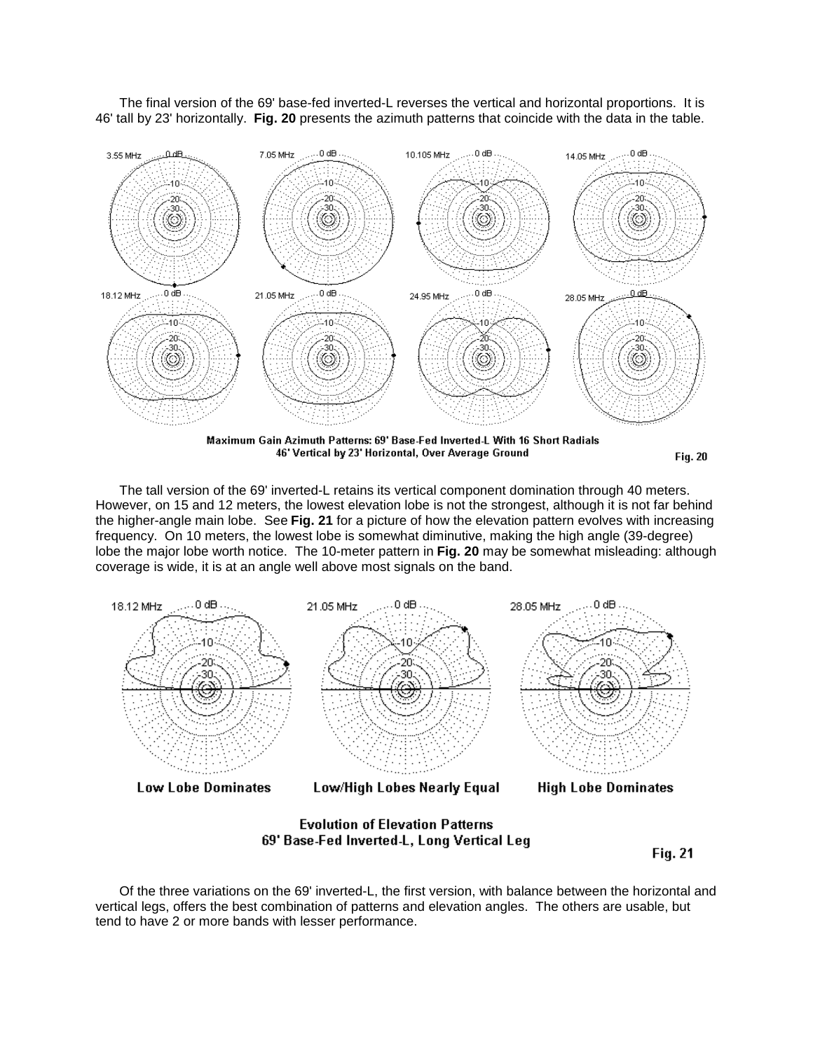The final version of the 69' base-fed inverted-L reverses the vertical and horizontal proportions. It is 46' tall by 23' horizontally. **Fig. 20** presents the azimuth patterns that coincide with the data in the table.

Maximum Gain Azimuth Patterns: 69' Base-Fed Inverted-L With 16 Short Radials
46' Vertical by 23' Horizontal, Over Average Ground

Fig. 20

The tall version of the 69' inverted-L retains its vertical component domination through 40 meters. However, on 15 and 12 meters, the lowest elevation lobe is not the strongest, although it is not far behind the higher-angle main lobe. See **Fig. 21** for a picture of how the elevation pattern evolves with increasing frequency. On 10 meters, the lowest lobe is somewhat diminutive, making the high angle (39-degree) lobe the major lobe worth notice. The 10-meter pattern in **Fig. 20** may be somewhat misleading: although coverage is wide, it is at an angle well above most signals on the band.

Low Lobe Dominates — Low/High Lobes Nearly Equal — High Lobe Dominates

Evolution of Elevation Patterns
69' Base-Fed Inverted-L, Long Vertical Leg

Fig. 21

Of the three variations on the 69' inverted-L, the first version, with balance between the horizontal and vertical legs, offers the best combination of patterns and elevation angles. The others are usable, but tend to have 2 or more bands with lesser performance.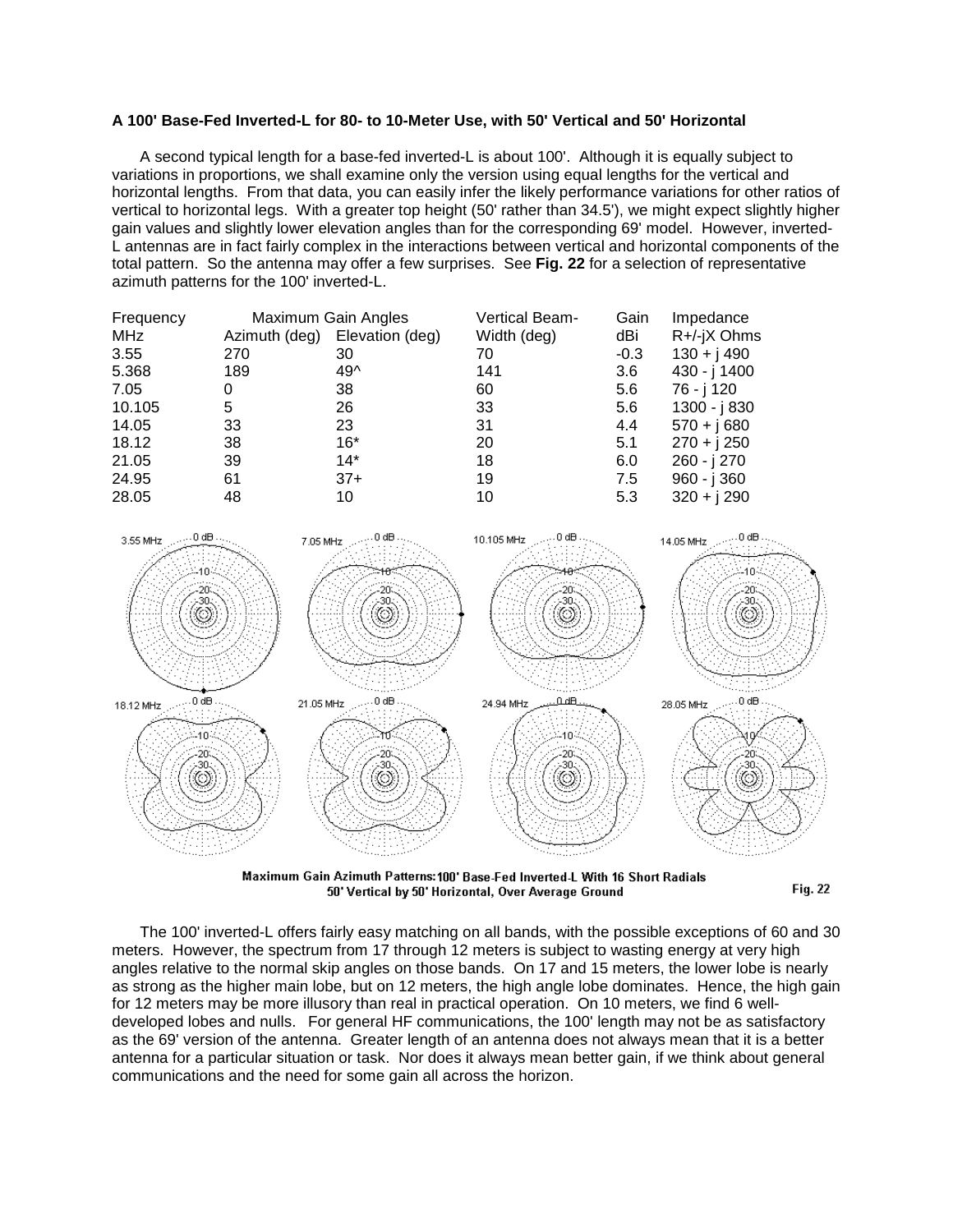**A 100' Base-Fed Inverted-L for 80- to 10-Meter Use, with 50' Vertical and 50' Horizontal**

A second typical length for a base-fed inverted-L is about 100'. Although it is equally subject to variations in proportions, we shall examine only the version using equal lengths for the vertical and horizontal lengths. From that data, you can easily infer the likely performance variations for other ratios of vertical to horizontal legs. With a greater top height (50' rather than 34.5'), we might expect slightly higher gain values and slightly lower elevation angles than for the corresponding 69' model. However, inverted-L antennas are in fact fairly complex in the interactions between vertical and horizontal components of the total pattern. So the antenna may offer a few surprises. See **Fig. 22** for a selection of representative azimuth patterns for the 100' inverted-L.

| Frequency | Maximum Gain Angles | | Vertical Beam- | Gain | Impedance |
|---|---|---|---|---|---|
| MHz | Azimuth (deg) | Elevation (deg) | Width (deg) | dBi | R+/-jX Ohms |
| 3.55 | 270 | 30 | 70 | -0.3 | 130 + j 490 |
| 5.368 | 189 | 49^ | 141 | 3.6 | 430 - j 1400 |
| 7.05 | 0 | 38 | 60 | 5.6 | 76 - j 120 |
| 10.105 | 5 | 26 | 33 | 5.6 | 1300 - j 830 |
| 14.05 | 33 | 23 | 31 | 4.4 | 570 + j 680 |
| 18.12 | 38 | 16* | 20 | 5.1 | 270 + j 250 |
| 21.05 | 39 | 14* | 18 | 6.0 | 260 - j 270 |
| 24.95 | 61 | 37+ | 19 | 7.5 | 960 - j 360 |
| 28.05 | 48 | 10 | 10 | 5.3 | 320 + j 290 |

Maximum Gain Azimuth Patterns: 100' Base-Fed Inverted-L With 16 Short Radials
50' Vertical by 50' Horizontal, Over Average Ground

Fig. 22

The 100' inverted-L offers fairly easy matching on all bands, with the possible exceptions of 60 and 30 meters. However, the spectrum from 17 through 12 meters is subject to wasting energy at very high angles relative to the normal skip angles on those bands. On 17 and 15 meters, the lower lobe is nearly as strong as the higher main lobe, but on 12 meters, the high angle lobe dominates. Hence, the high gain for 12 meters may be more illusory than real in practical operation. On 10 meters, we find 6 well-developed lobes and nulls. For general HF communications, the 100' length may not be as satisfactory as the 69' version of the antenna. Greater length of an antenna does not always mean that it is a better antenna for a particular situation or task. Nor does it always mean better gain, if we think about general communications and the need for some gain all across the horizon.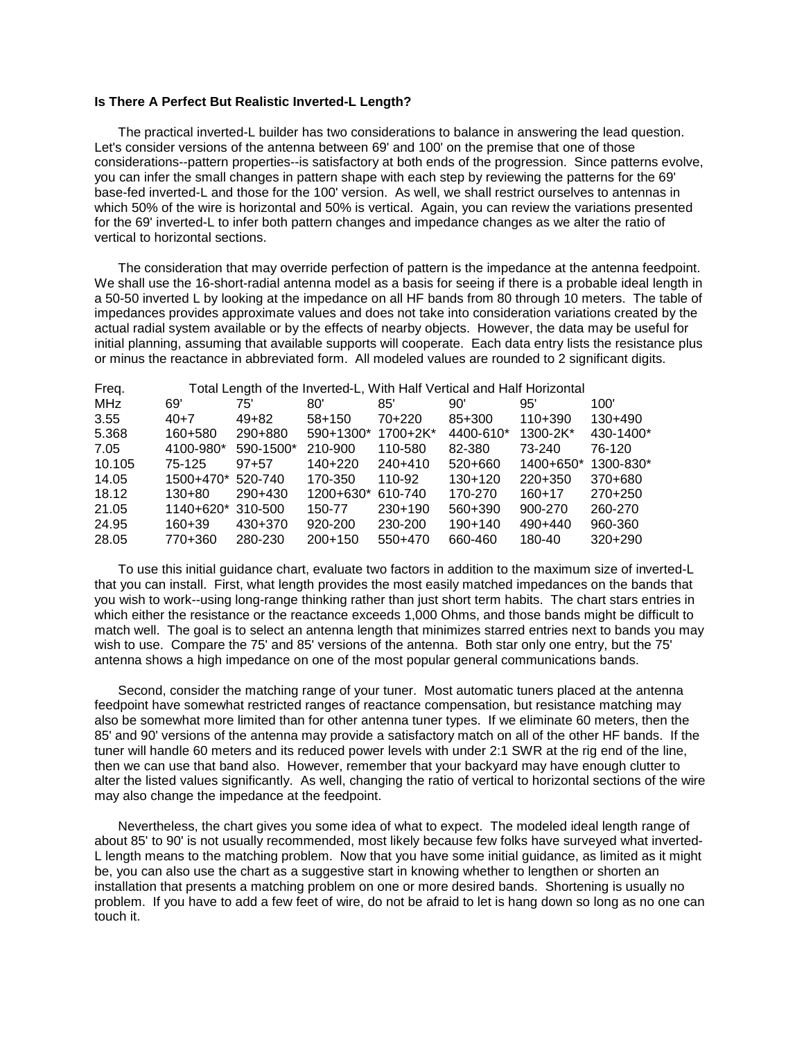**Is There A Perfect But Realistic Inverted-L Length?**

The practical inverted-L builder has two considerations to balance in answering the lead question. Let's consider versions of the antenna between 69' and 100' on the premise that one of those considerations--pattern properties--is satisfactory at both ends of the progression. Since patterns evolve, you can infer the small changes in pattern shape with each step by reviewing the patterns for the 69' base-fed inverted-L and those for the 100' version. As well, we shall restrict ourselves to antennas in which 50% of the wire is horizontal and 50% is vertical. Again, you can review the variations presented for the 69' inverted-L to infer both pattern changes and impedance changes as we alter the ratio of vertical to horizontal sections.

The consideration that may override perfection of pattern is the impedance at the antenna feedpoint. We shall use the 16-short-radial antenna model as a basis for seeing if there is a probable ideal length in a 50-50 inverted L by looking at the impedance on all HF bands from 80 through 10 meters. The table of impedances provides approximate values and does not take into consideration variations created by the actual radial system available or by the effects of nearby objects. However, the data may be useful for initial planning, assuming that available supports will cooperate. Each data entry lists the resistance plus or minus the reactance in abbreviated form. All modeled values are rounded to 2 significant digits.

| Freq. | Total Length of the Inverted-L, With Half Vertical and Half Horizontal | | | | | | |
|---|---|---|---|---|---|---|---|
| MHz | 69' | 75' | 80' | 85' | 90' | 95' | 100' |
| 3.55 | 40+7 | 49+82 | 58+150 | 70+220 | 85+300 | 110+390 | 130+490 |
| 5.368 | 160+580 | 290+880 | 590+1300* | 1700+2K* | 4400-610* | 1300-2K* | 430-1400* |
| 7.05 | 4100-980* | 590-1500* | 210-900 | 110-580 | 82-380 | 73-240 | 76-120 |
| 10.105 | 75-125 | 97+57 | 140+220 | 240+410 | 520+660 | 1400+650* | 1300-830* |
| 14.05 | 1500+470* | 520-740 | 170-350 | 110-92 | 130+120 | 220+350 | 370+680 |
| 18.12 | 130+80 | 290+430 | 1200+630* | 610-740 | 170-270 | 160+17 | 270+250 |
| 21.05 | 1140+620* | 310-500 | 150-77 | 230+190 | 560+390 | 900-270 | 260-270 |
| 24.95 | 160+39 | 430+370 | 920-200 | 230-200 | 190+140 | 490+440 | 960-360 |
| 28.05 | 770+360 | 280-230 | 200+150 | 550+470 | 660-460 | 180-40 | 320+290 |

To use this initial guidance chart, evaluate two factors in addition to the maximum size of inverted-L that you can install. First, what length provides the most easily matched impedances on the bands that you wish to work--using long-range thinking rather than just short term habits. The chart stars entries in which either the resistance or the reactance exceeds 1,000 Ohms, and those bands might be difficult to match well. The goal is to select an antenna length that minimizes starred entries next to bands you may wish to use. Compare the 75' and 85' versions of the antenna. Both star only one entry, but the 75' antenna shows a high impedance on one of the most popular general communications bands.

Second, consider the matching range of your tuner. Most automatic tuners placed at the antenna feedpoint have somewhat restricted ranges of reactance compensation, but resistance matching may also be somewhat more limited than for other antenna tuner types. If we eliminate 60 meters, then the 85' and 90' versions of the antenna may provide a satisfactory match on all of the other HF bands. If the tuner will handle 60 meters and its reduced power levels with under 2:1 SWR at the rig end of the line, then we can use that band also. However, remember that your backyard may have enough clutter to alter the listed values significantly. As well, changing the ratio of vertical to horizontal sections of the wire may also change the impedance at the feedpoint.

Nevertheless, the chart gives you some idea of what to expect. The modeled ideal length range of about 85' to 90' is not usually recommended, most likely because few folks have surveyed what inverted-L length means to the matching problem. Now that you have some initial guidance, as limited as it might be, you can also use the chart as a suggestive start in knowing whether to lengthen or shorten an installation that presents a matching problem on one or more desired bands. Shortening is usually no problem. If you have to add a few feet of wire, do not be afraid to let is hang down so long as no one can touch it.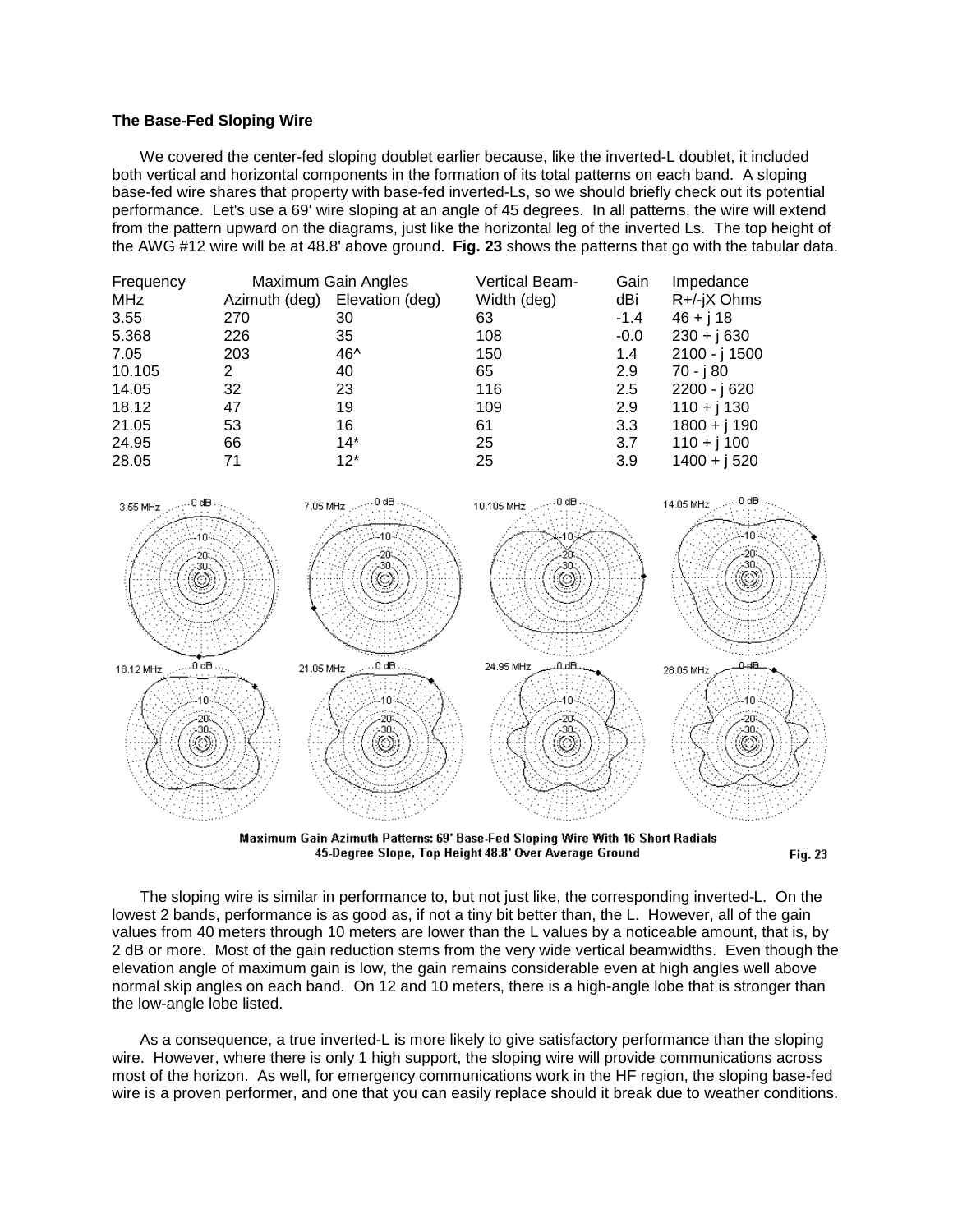**The Base-Fed Sloping Wire**

We covered the center-fed sloping doublet earlier because, like the inverted-L doublet, it included both vertical and horizontal components in the formation of its total patterns on each band. A sloping base-fed wire shares that property with base-fed inverted-Ls, so we should briefly check out its potential performance. Let's use a 69' wire sloping at an angle of 45 degrees. In all patterns, the wire will extend from the pattern upward on the diagrams, just like the horizontal leg of the inverted Ls. The top height of the AWG #12 wire will be at 48.8' above ground. **Fig. 23** shows the patterns that go with the tabular data.

| Frequency | Maximum Gain Angles | | Vertical Beam- | Gain | Impedance |
|---|---|---|---|---|---|
| MHz | Azimuth (deg) | Elevation (deg) | Width (deg) | dBi | R+/-jX Ohms |
| 3.55 | 270 | 30 | 63 | -1.4 | 46 + j 18 |
| 5.368 | 226 | 35 | 108 | -0.0 | 230 + j 630 |
| 7.05 | 203 | 46^ | 150 | 1.4 | 2100 - j 1500 |
| 10.105 | 2 | 40 | 65 | 2.9 | 70 - j 80 |
| 14.05 | 32 | 23 | 116 | 2.5 | 2200 - j 620 |
| 18.12 | 47 | 19 | 109 | 2.9 | 110 + j 130 |
| 21.05 | 53 | 16 | 61 | 3.3 | 1800 + j 190 |
| 24.95 | 66 | 14* | 25 | 3.7 | 110 + j 100 |
| 28.05 | 71 | 12* | 25 | 3.9 | 1400 + j 520 |

Maximum Gain Azimuth Patterns: 69' Base-Fed Sloping Wire With 16 Short Radials
45-Degree Slope, Top Height 48.8' Over Average Ground
Fig. 23

The sloping wire is similar in performance to, but not just like, the corresponding inverted-L. On the lowest 2 bands, performance is as good as, if not a tiny bit better than, the L. However, all of the gain values from 40 meters through 10 meters are lower than the L values by a noticeable amount, that is, by 2 dB or more. Most of the gain reduction stems from the very wide vertical beamwidths. Even though the elevation angle of maximum gain is low, the gain remains considerable even at high angles well above normal skip angles on each band. On 12 and 10 meters, there is a high-angle lobe that is stronger than the low-angle lobe listed.

As a consequence, a true inverted-L is more likely to give satisfactory performance than the sloping wire. However, where there is only 1 high support, the sloping wire will provide communications across most of the horizon. As well, for emergency communications work in the HF region, the sloping base-fed wire is a proven performer, and one that you can easily replace should it break due to weather conditions.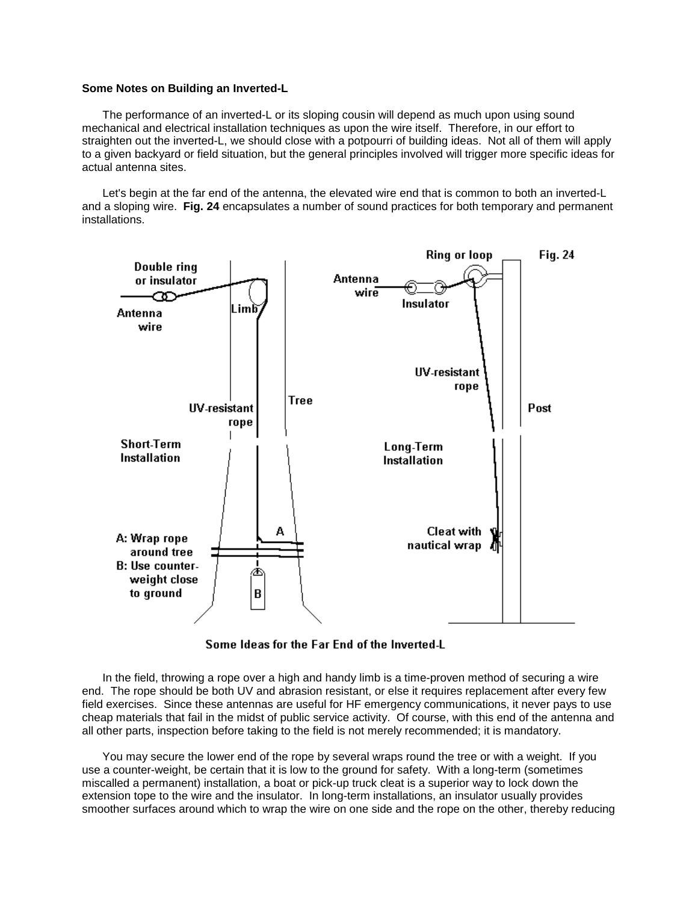**Some Notes on Building an Inverted-L**

The performance of an inverted-L or its sloping cousin will depend as much upon using sound mechanical and electrical installation techniques as upon the wire itself. Therefore, in our effort to straighten out the inverted-L, we should close with a potpourri of building ideas. Not all of them will apply to a given backyard or field situation, but the general principles involved will trigger more specific ideas for actual antenna sites.

Let's begin at the far end of the antenna, the elevated wire end that is common to both an inverted-L and a sloping wire. **Fig. 24** encapsulates a number of sound practices for both temporary and permanent installations.

Some Ideas for the Far End of the Inverted-L

In the field, throwing a rope over a high and handy limb is a time-proven method of securing a wire end. The rope should be both UV and abrasion resistant, or else it requires replacement after every few field exercises. Since these antennas are useful for HF emergency communications, it never pays to use cheap materials that fail in the midst of public service activity. Of course, with this end of the antenna and all other parts, inspection before taking to the field is not merely recommended; it is mandatory.

You may secure the lower end of the rope by several wraps round the tree or with a weight. If you use a counter-weight, be certain that it is low to the ground for safety. With a long-term (sometimes miscalled a permanent) installation, a boat or pick-up truck cleat is a superior way to lock down the extension tope to the wire and the insulator. In long-term installations, an insulator usually provides smoother surfaces around which to wrap the wire on one side and the rope on the other, thereby reducing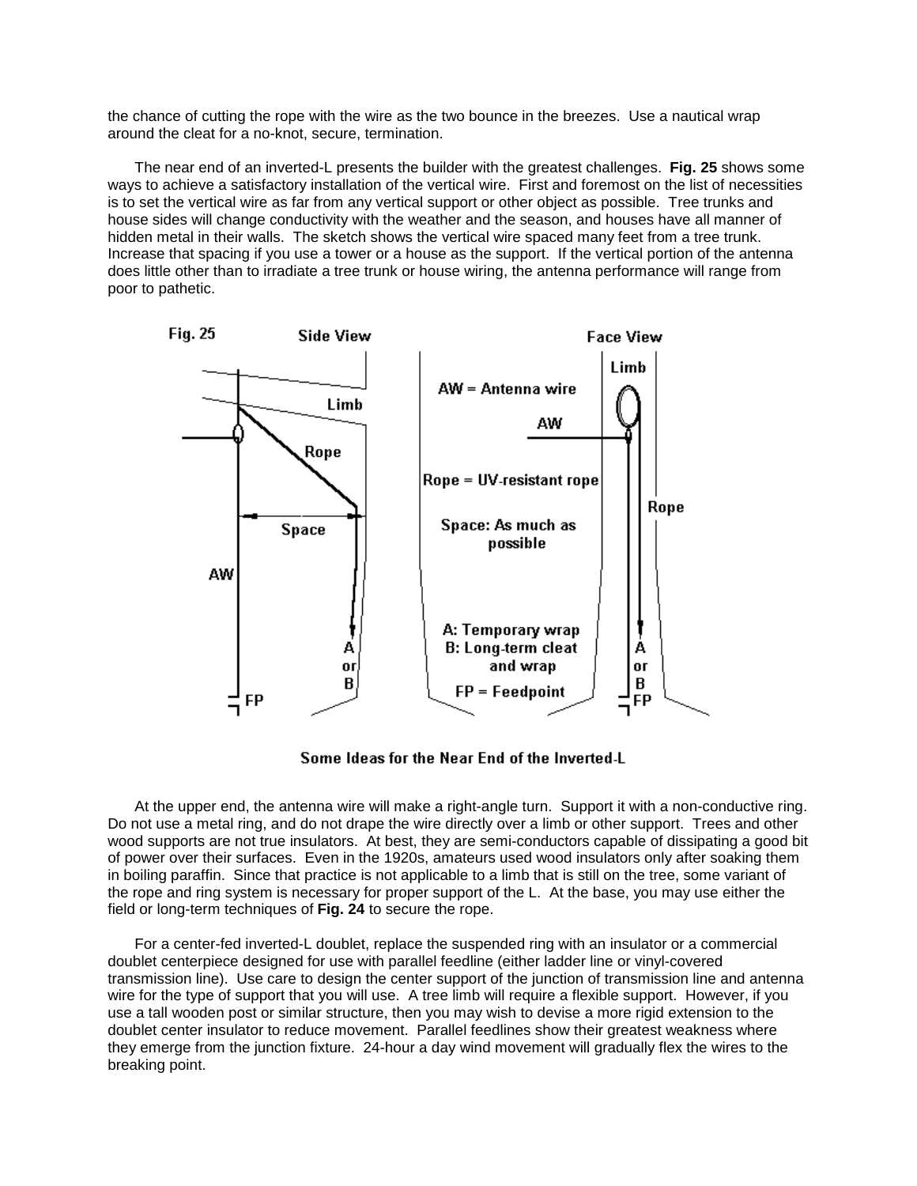the chance of cutting the rope with the wire as the two bounce in the breezes. Use a nautical wrap around the cleat for a no-knot, secure, termination.

The near end of an inverted-L presents the builder with the greatest challenges. **Fig. 25** shows some ways to achieve a satisfactory installation of the vertical wire. First and foremost on the list of necessities is to set the vertical wire as far from any vertical support or other object as possible. Tree trunks and house sides will change conductivity with the weather and the season, and houses have all manner of hidden metal in their walls. The sketch shows the vertical wire spaced many feet from a tree trunk. Increase that spacing if you use a tower or a house as the support. If the vertical portion of the antenna does little other than to irradiate a tree trunk or house wiring, the antenna performance will range from poor to pathetic.

Fig. 25

Side View — Face View

AW = Antenna wire

Rope = UV-resistant rope

Space: As much as possible

A: Temporary wrap
B: Long-term cleat and wrap

FP = Feedpoint

Some Ideas for the Near End of the Inverted-L

At the upper end, the antenna wire will make a right-angle turn. Support it with a non-conductive ring. Do not use a metal ring, and do not drape the wire directly over a limb or other support. Trees and other wood supports are not true insulators. At best, they are semi-conductors capable of dissipating a good bit of power over their surfaces. Even in the 1920s, amateurs used wood insulators only after soaking them in boiling paraffin. Since that practice is not applicable to a limb that is still on the tree, some variant of the rope and ring system is necessary for proper support of the L. At the base, you may use either the field or long-term techniques of **Fig. 24** to secure the rope.

For a center-fed inverted-L doublet, replace the suspended ring with an insulator or a commercial doublet centerpiece designed for use with parallel feedline (either ladder line or vinyl-covered transmission line). Use care to design the center support of the junction of transmission line and antenna wire for the type of support that you will use. A tree limb will require a flexible support. However, if you use a tall wooden post or similar structure, then you may wish to devise a more rigid extension to the doublet center insulator to reduce movement. Parallel feedlines show their greatest weakness where they emerge from the junction fixture. 24-hour a day wind movement will gradually flex the wires to the breaking point.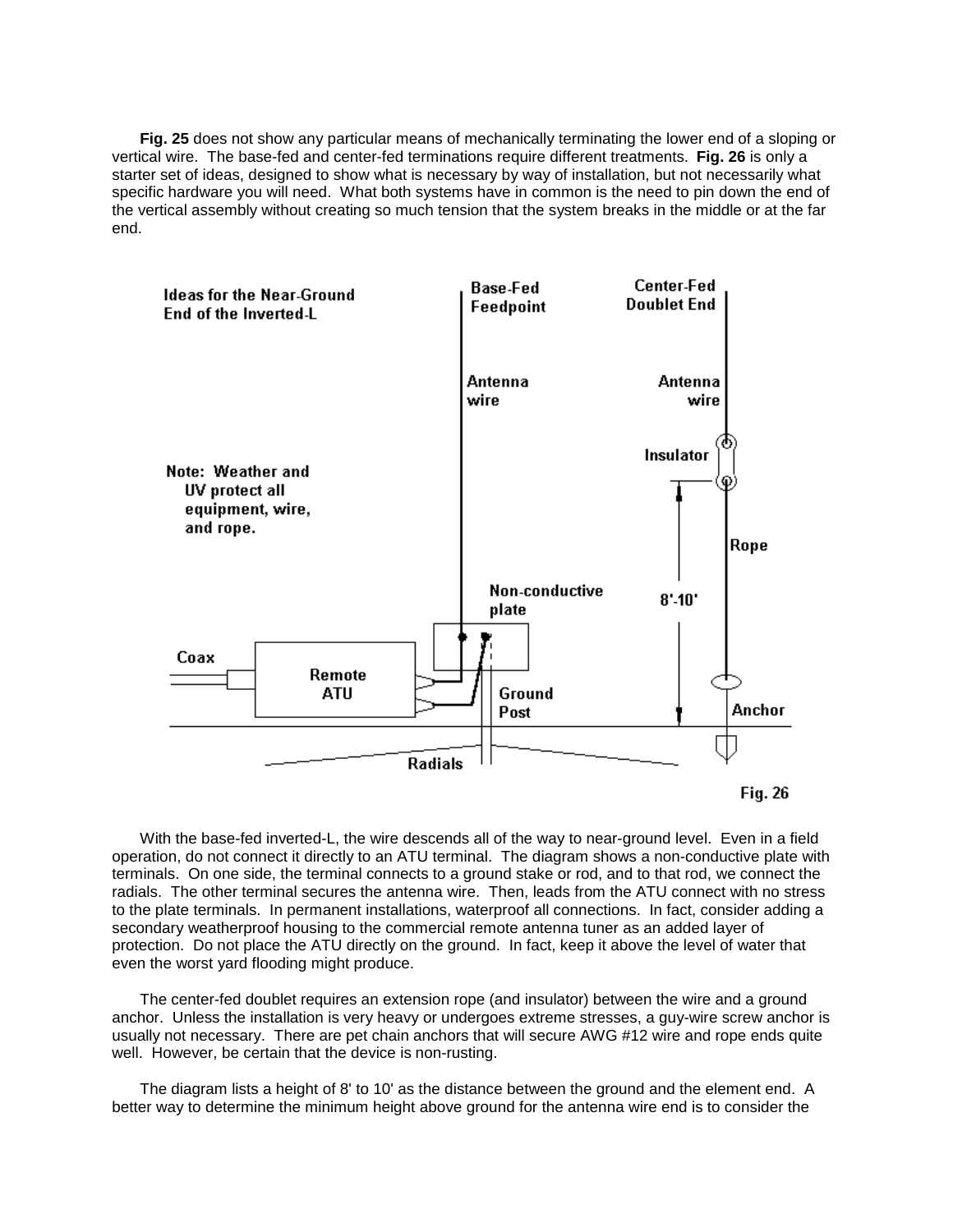**Fig. 25** does not show any particular means of mechanically terminating the lower end of a sloping or vertical wire. The base-fed and center-fed terminations require different treatments. **Fig. 26** is only a starter set of ideas, designed to show what is necessary by way of installation, but not necessarily what specific hardware you will need. What both systems have in common is the need to pin down the end of the vertical assembly without creating so much tension that the system breaks in the middle or at the far end.

Ideas for the Near-Ground End of the Inverted-L

Note: Weather and UV protect all equipment, wire, and rope.

Fig. 26

With the base-fed inverted-L, the wire descends all of the way to near-ground level. Even in a field operation, do not connect it directly to an ATU terminal. The diagram shows a non-conductive plate with terminals. On one side, the terminal connects to a ground stake or rod, and to that rod, we connect the radials. The other terminal secures the antenna wire. Then, leads from the ATU connect with no stress to the plate terminals. In permanent installations, waterproof all connections. In fact, consider adding a secondary weatherproof housing to the commercial remote antenna tuner as an added layer of protection. Do not place the ATU directly on the ground. In fact, keep it above the level of water that even the worst yard flooding might produce.

The center-fed doublet requires an extension rope (and insulator) between the wire and a ground anchor. Unless the installation is very heavy or undergoes extreme stresses, a guy-wire screw anchor is usually not necessary. There are pet chain anchors that will secure AWG #12 wire and rope ends quite well. However, be certain that the device is non-rusting.

The diagram lists a height of 8' to 10' as the distance between the ground and the element end. A better way to determine the minimum height above ground for the antenna wire end is to consider the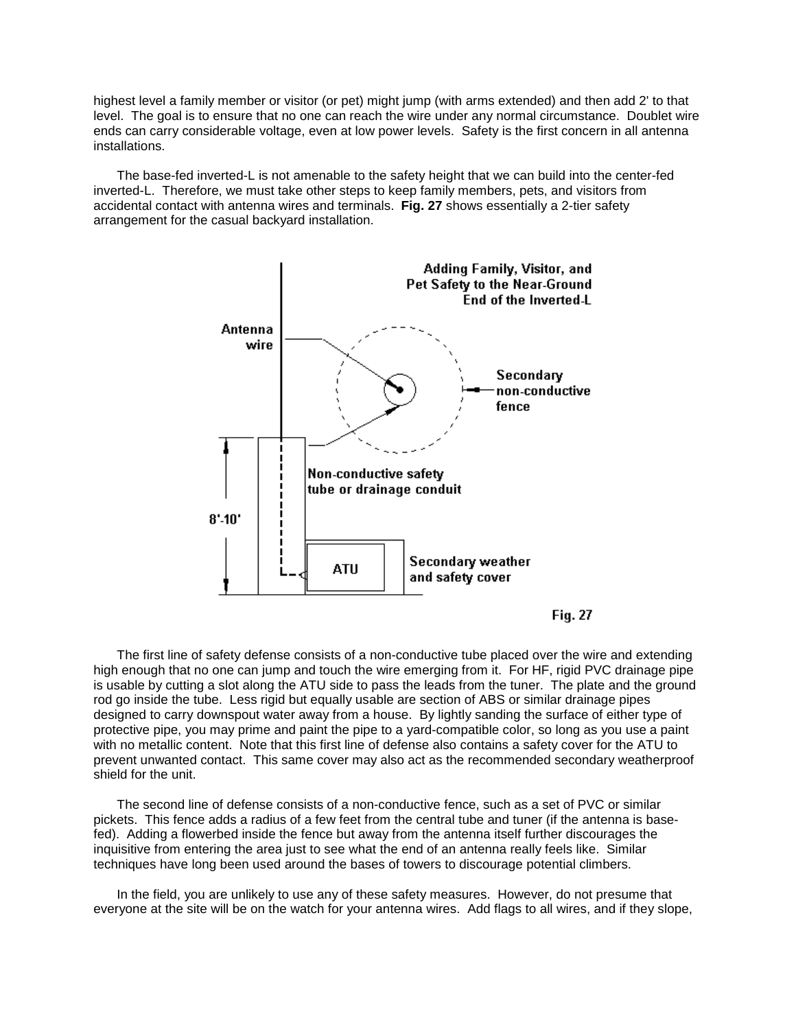highest level a family member or visitor (or pet) might jump (with arms extended) and then add 2' to that level. The goal is to ensure that no one can reach the wire under any normal circumstance. Doublet wire ends can carry considerable voltage, even at low power levels. Safety is the first concern in all antenna installations.

The base-fed inverted-L is not amenable to the safety height that we can build into the center-fed inverted-L. Therefore, we must take other steps to keep family members, pets, and visitors from accidental contact with antenna wires and terminals. **Fig. 27** shows essentially a 2-tier safety arrangement for the casual backyard installation.

Adding Family, Visitor, and Pet Safety to the Near-Ground End of the Inverted-L

Antenna wire

Secondary non-conductive fence

Non-conductive safety tube or drainage conduit

8'-10'

ATU

Secondary weather and safety cover

Fig. 27

The first line of safety defense consists of a non-conductive tube placed over the wire and extending high enough that no one can jump and touch the wire emerging from it. For HF, rigid PVC drainage pipe is usable by cutting a slot along the ATU side to pass the leads from the tuner. The plate and the ground rod go inside the tube. Less rigid but equally usable are section of ABS or similar drainage pipes designed to carry downspout water away from a house. By lightly sanding the surface of either type of protective pipe, you may prime and paint the pipe to a yard-compatible color, so long as you use a paint with no metallic content. Note that this first line of defense also contains a safety cover for the ATU to prevent unwanted contact. This same cover may also act as the recommended secondary weatherproof shield for the unit.

The second line of defense consists of a non-conductive fence, such as a set of PVC or similar pickets. This fence adds a radius of a few feet from the central tube and tuner (if the antenna is base-fed). Adding a flowerbed inside the fence but away from the antenna itself further discourages the inquisitive from entering the area just to see what the end of an antenna really feels like. Similar techniques have long been used around the bases of towers to discourage potential climbers.

In the field, you are unlikely to use any of these safety measures. However, do not presume that everyone at the site will be on the watch for your antenna wires. Add flags to all wires, and if they slope,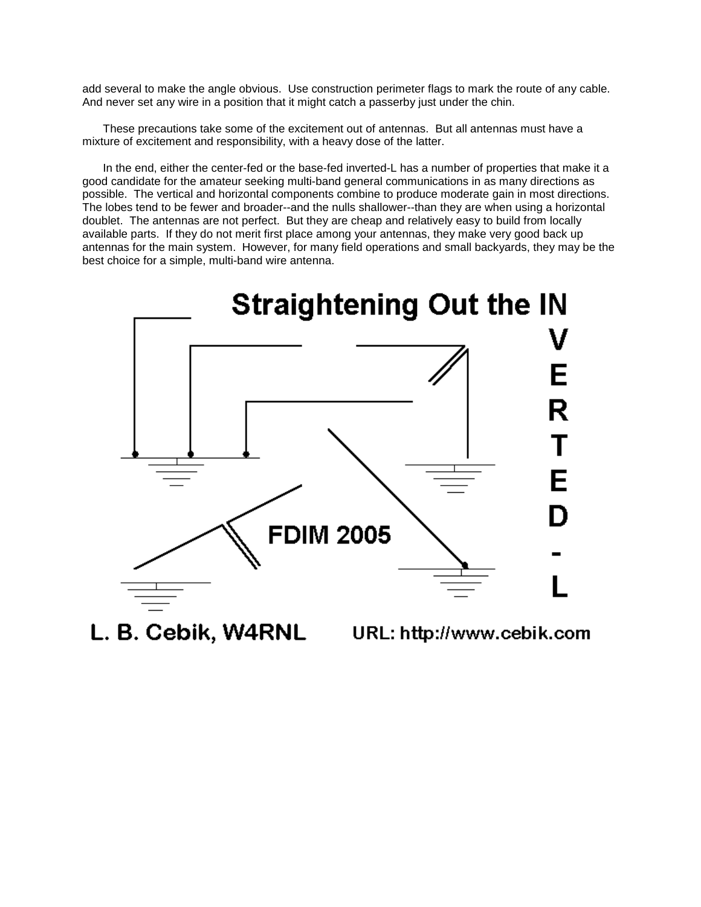add several to make the angle obvious. Use construction perimeter flags to mark the route of any cable. And never set any wire in a position that it might catch a passerby just under the chin.

These precautions take some of the excitement out of antennas. But all antennas must have a mixture of excitement and responsibility, with a heavy dose of the latter.

In the end, either the center-fed or the base-fed inverted-L has a number of properties that make it a good candidate for the amateur seeking multi-band general communications in as many directions as possible. The vertical and horizontal components combine to produce moderate gain in most directions. The lobes tend to be fewer and broader--and the nulls shallower--than they are when using a horizontal doublet. The antennas are not perfect. But they are cheap and relatively easy to build from locally available parts. If they do not merit first place among your antennas, they make very good back up antennas for the main system. However, for many field operations and small backyards, they may be the best choice for a simple, multi-band wire antenna.

Straightening Out the INVERTED-L

FDIM 2005

L. B. Cebik, W4RNL

URL: http://www.cebik.com